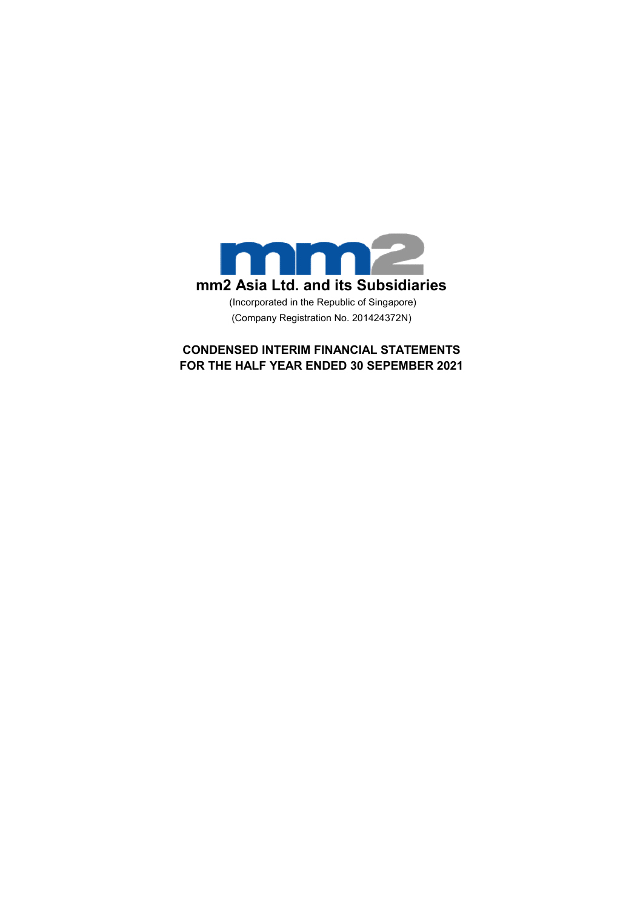# mm2 Asia Ltd. and its Subsidiaries

(Incorporated in the Republic of Singapore)

(Company Registration No. 201424372N)

## CONDENSED INTERIM FINANCIAL STATEMENTS FOR THE HALF YEAR ENDED 30 SEPEMBER 2021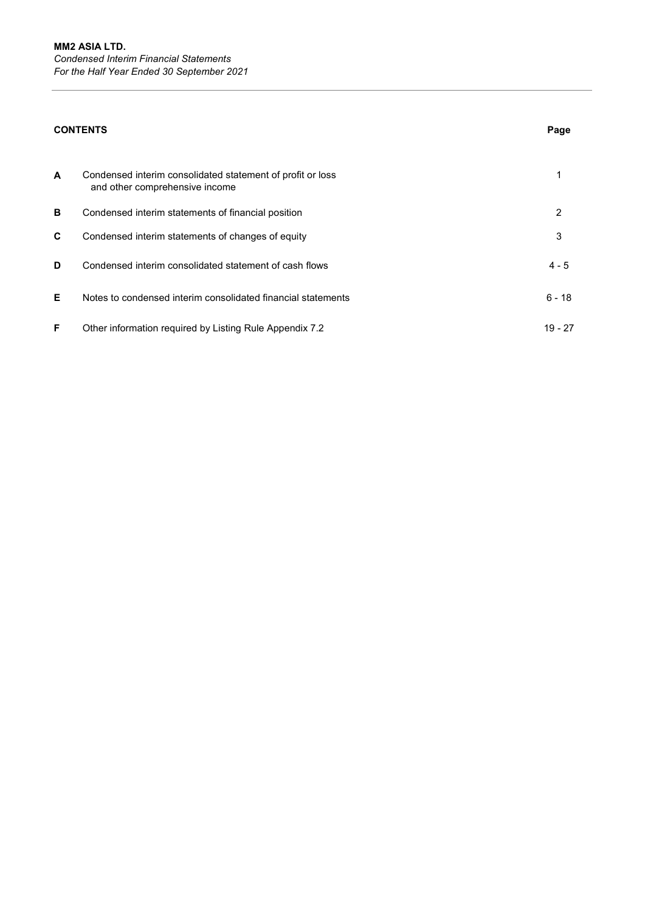**MM2 ASIA LTD.**
*Condensed Interim Financial Statements*
*For the Half Year Ended 30 September 2021*

| **CONTENTS** | | **Page** |
|---|---|---|
| **A** | Condensed interim consolidated statement of profit or loss and other comprehensive income | 1 |
| **B** | Condensed interim statements of financial position | 2 |
| **C** | Condensed interim statements of changes of equity | 3 |
| **D** | Condensed interim consolidated statement of cash flows | 4 - 5 |
| **E** | Notes to condensed interim consolidated financial statements | 6 - 18 |
| **F** | Other information required by Listing Rule Appendix 7.2 | 19 - 27 |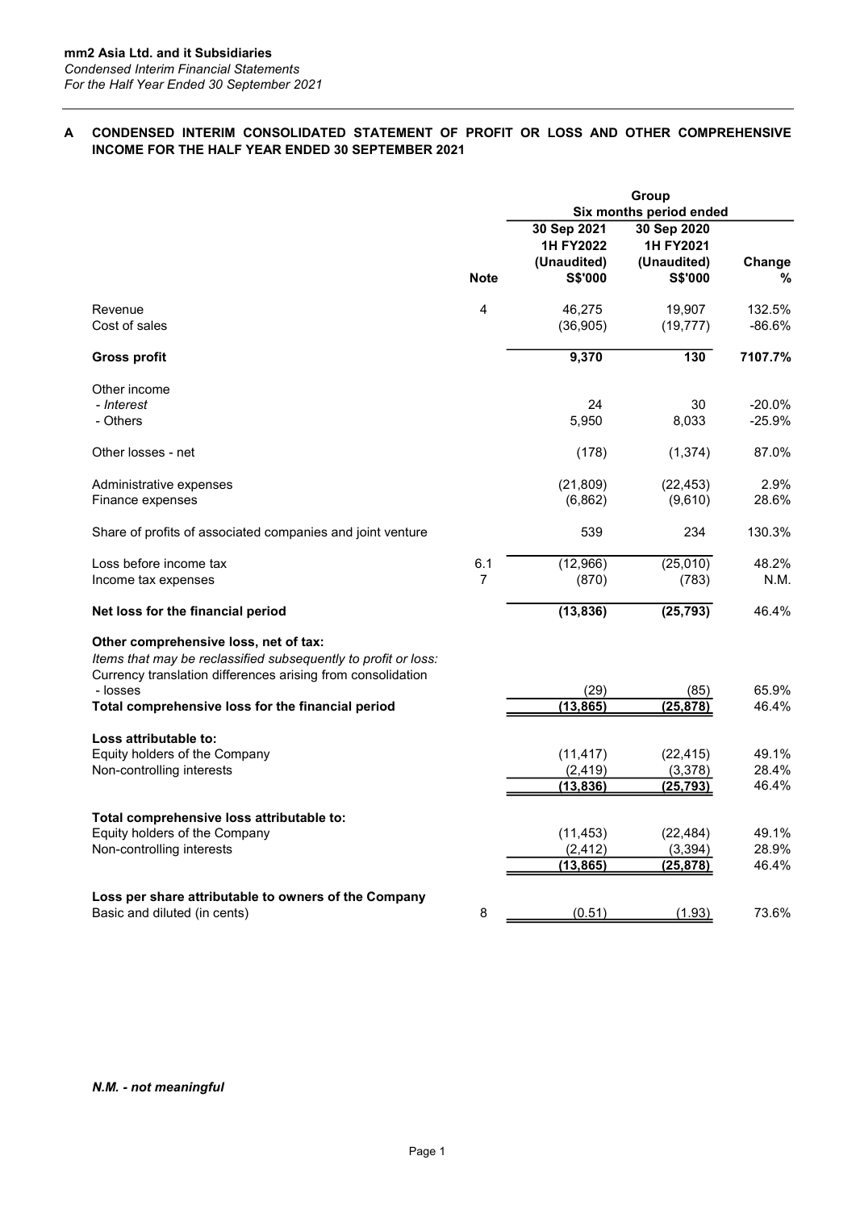**mm2 Asia Ltd. and it Subsidiaries**
*Condensed Interim Financial Statements*
*For the Half Year Ended 30 September 2021*

## A CONDENSED INTERIM CONSOLIDATED STATEMENT OF PROFIT OR LOSS AND OTHER COMPREHENSIVE INCOME FOR THE HALF YEAR ENDED 30 SEPTEMBER 2021

| | | Group | | |
|---|---|---|---|---|
| | | Six months period ended | | |
| | Note | 30 Sep 2021 1H FY2022 (Unaudited) S$'000 | 30 Sep 2020 1H FY2021 (Unaudited) S$'000 | Change % |
| Revenue | 4 | 46,275 | 19,907 | 132.5% |
| Cost of sales | | (36,905) | (19,777) | -86.6% |
| **Gross profit** | | **9,370** | **130** | **7107.7%** |
| Other income | | | | |
| *- Interest* | | 24 | 30 | -20.0% |
| - Others | | 5,950 | 8,033 | -25.9% |
| Other losses - net | | (178) | (1,374) | 87.0% |
| Administrative expenses | | (21,809) | (22,453) | 2.9% |
| Finance expenses | | (6,862) | (9,610) | 28.6% |
| Share of profits of associated companies and joint venture | | 539 | 234 | 130.3% |
| Loss before income tax | 6.1 | (12,966) | (25,010) | 48.2% |
| Income tax expenses | 7 | (870) | (783) | N.M. |
| **Net loss for the financial period** | | **(13,836)** | **(25,793)** | 46.4% |
| **Other comprehensive loss, net of tax:** | | | | |
| *Items that may be reclassified subsequently to profit or loss:* | | | | |
| Currency translation differences arising from consolidation - losses | | (29) | (85) | 65.9% |
| **Total comprehensive loss for the financial period** | | (13,865) | (25,878) | 46.4% |
| **Loss attributable to:** | | | | |
| Equity holders of the Company | | (11,417) | (22,415) | 49.1% |
| Non-controlling interests | | (2,419) | (3,378) | 28.4% |
| | | (13,836) | (25,793) | 46.4% |
| **Total comprehensive loss attributable to:** | | | | |
| Equity holders of the Company | | (11,453) | (22,484) | 49.1% |
| Non-controlling interests | | (2,412) | (3,394) | 28.9% |
| | | (13,865) | (25,878) | 46.4% |
| **Loss per share attributable to owners of the Company** | | | | |
| Basic and diluted (in cents) | 8 | (0.51) | (1.93) | 73.6% |

***N.M. - not meaningful***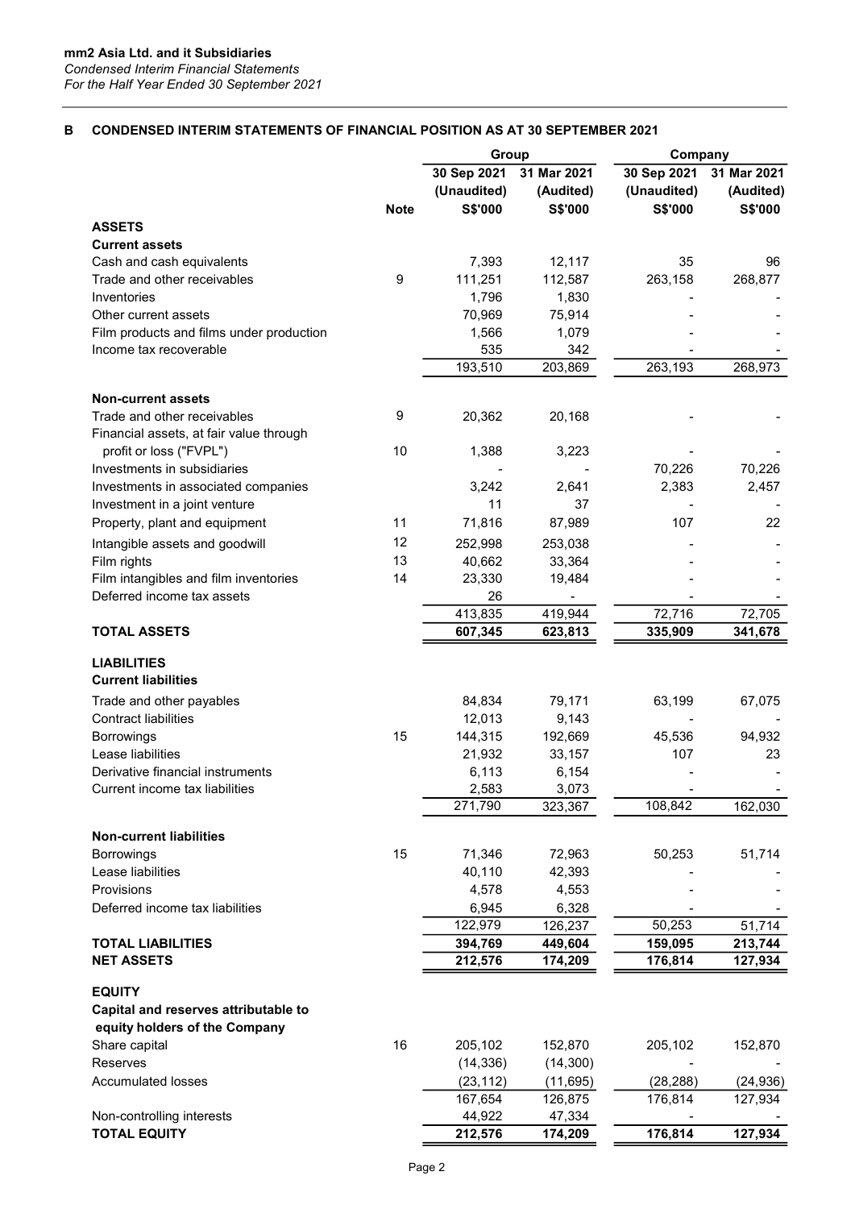**mm2 Asia Ltd. and it Subsidiaries**
*Condensed Interim Financial Statements*
*For the Half Year Ended 30 September 2021*

## B CONDENSED INTERIM STATEMENTS OF FINANCIAL POSITION AS AT 30 SEPTEMBER 2021

| | | Group | | Company | |
|---|---|---|---|---|---|
| | | 30 Sep 2021 | 31 Mar 2021 | 30 Sep 2021 | 31 Mar 2021 |
| | | (Unaudited) | (Audited) | (Unaudited) | (Audited) |
| | Note | S$'000 | S$'000 | S$'000 | S$'000 |
| **ASSETS** | | | | | |
| **Current assets** | | | | | |
| Cash and cash equivalents | | 7,393 | 12,117 | 35 | 96 |
| Trade and other receivables | 9 | 111,251 | 112,587 | 263,158 | 268,877 |
| Inventories | | 1,796 | 1,830 | - | - |
| Other current assets | | 70,969 | 75,914 | - | - |
| Film products and films under production | | 1,566 | 1,079 | - | - |
| Income tax recoverable | | 535 | 342 | - | - |
| | | 193,510 | 203,869 | 263,193 | 268,973 |
| **Non-current assets** | | | | | |
| Trade and other receivables | 9 | 20,362 | 20,168 | - | - |
| Financial assets, at fair value through profit or loss ("FVPL") | 10 | 1,388 | 3,223 | - | - |
| Investments in subsidiaries | | - | - | 70,226 | 70,226 |
| Investments in associated companies | | 3,242 | 2,641 | 2,383 | 2,457 |
| Investment in a joint venture | | 11 | 37 | - | - |
| Property, plant and equipment | 11 | 71,816 | 87,989 | 107 | 22 |
| Intangible assets and goodwill | 12 | 252,998 | 253,038 | - | - |
| Film rights | 13 | 40,662 | 33,364 | - | - |
| Film intangibles and film inventories | 14 | 23,330 | 19,484 | - | - |
| Deferred income tax assets | | 26 | - | - | - |
| | | 413,835 | 419,944 | 72,716 | 72,705 |
| **TOTAL ASSETS** | | **607,345** | **623,813** | **335,909** | **341,678** |
| **LIABILITIES** | | | | | |
| **Current liabilities** | | | | | |
| Trade and other payables | | 84,834 | 79,171 | 63,199 | 67,075 |
| Contract liabilities | | 12,013 | 9,143 | - | - |
| Borrowings | 15 | 144,315 | 192,669 | 45,536 | 94,932 |
| Lease liabilities | | 21,932 | 33,157 | 107 | 23 |
| Derivative financial instruments | | 6,113 | 6,154 | - | - |
| Current income tax liabilities | | 2,583 | 3,073 | - | - |
| | | 271,790 | 323,367 | 108,842 | 162,030 |
| **Non-current liabilities** | | | | | |
| Borrowings | 15 | 71,346 | 72,963 | 50,253 | 51,714 |
| Lease liabilities | | 40,110 | 42,393 | - | - |
| Provisions | | 4,578 | 4,553 | - | - |
| Deferred income tax liabilities | | 6,945 | 6,328 | - | - |
| | | 122,979 | 126,237 | 50,253 | 51,714 |
| **TOTAL LIABILITIES** | | **394,769** | **449,604** | **159,095** | **213,744** |
| **NET ASSETS** | | **212,576** | **174,209** | **176,814** | **127,934** |
| **EQUITY** | | | | | |
| **Capital and reserves attributable to equity holders of the Company** | | | | | |
| Share capital | 16 | 205,102 | 152,870 | 205,102 | 152,870 |
| Reserves | | (14,336) | (14,300) | - | - |
| Accumulated losses | | (23,112) | (11,695) | (28,288) | (24,936) |
| | | 167,654 | 126,875 | 176,814 | 127,934 |
| Non-controlling interests | | 44,922 | 47,334 | - | - |
| **TOTAL EQUITY** | | **212,576** | **174,209** | **176,814** | **127,934** |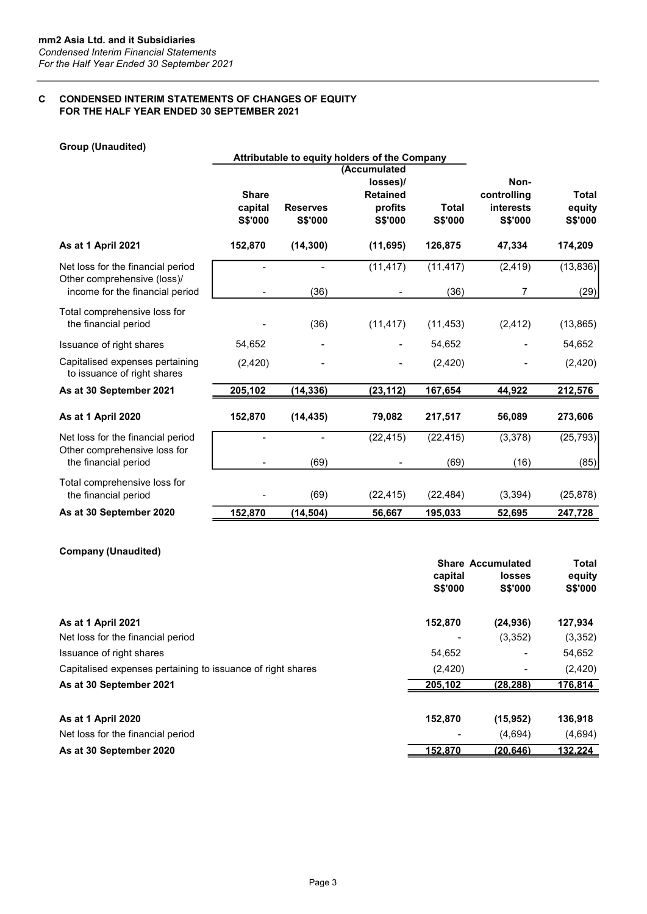**mm2 Asia Ltd. and it Subsidiaries**
*Condensed Interim Financial Statements*
*For the Half Year Ended 30 September 2021*

## C CONDENSED INTERIM STATEMENTS OF CHANGES OF EQUITY FOR THE HALF YEAR ENDED 30 SEPTEMBER 2021

**Group (Unaudited)**

| | Attributable to equity holders of the Company | | | | | |
|---|---|---|---|---|---|---|
| | Share capital S$'000 | Reserves S$'000 | (Accumulated losses)/ Retained profits S$'000 | Total S$'000 | Non-controlling interests S$'000 | Total equity S$'000 |
| **As at 1 April 2021** | **152,870** | **(14,300)** | **(11,695)** | **126,875** | **47,334** | **174,209** |
| Net loss for the financial period | - | - | (11,417) | (11,417) | (2,419) | (13,836) |
| Other comprehensive (loss)/ income for the financial period | - | (36) | - | (36) | 7 | (29) |
| Total comprehensive loss for the financial period | - | (36) | (11,417) | (11,453) | (2,412) | (13,865) |
| Issuance of right shares | 54,652 | - | - | 54,652 | - | 54,652 |
| Capitalised expenses pertaining to issuance of right shares | (2,420) | - | - | (2,420) | - | (2,420) |
| **As at 30 September 2021** | **205,102** | **(14,336)** | **(23,112)** | **167,654** | **44,922** | **212,576** |
| **As at 1 April 2020** | **152,870** | **(14,435)** | **79,082** | **217,517** | **56,089** | **273,606** |
| Net loss for the financial period | - | - | (22,415) | (22,415) | (3,378) | (25,793) |
| Other comprehensive loss for the financial period | - | (69) | - | (69) | (16) | (85) |
| Total comprehensive loss for the financial period | - | (69) | (22,415) | (22,484) | (3,394) | (25,878) |
| **As at 30 September 2020** | **152,870** | **(14,504)** | **56,667** | **195,033** | **52,695** | **247,728** |

**Company (Unaudited)**

| | Share capital S$'000 | Accumulated losses S$'000 | Total equity S$'000 |
|---|---|---|---|
| **As at 1 April 2021** | **152,870** | **(24,936)** | **127,934** |
| Net loss for the financial period | - | (3,352) | (3,352) |
| Issuance of right shares | 54,652 | - | 54,652 |
| Capitalised expenses pertaining to issuance of right shares | (2,420) | - | (2,420) |
| **As at 30 September 2021** | **205,102** | **(28,288)** | **176,814** |
| **As at 1 April 2020** | **152,870** | **(15,952)** | **136,918** |
| Net loss for the financial period | - | (4,694) | (4,694) |
| **As at 30 September 2020** | **152,870** | **(20,646)** | **132,224** |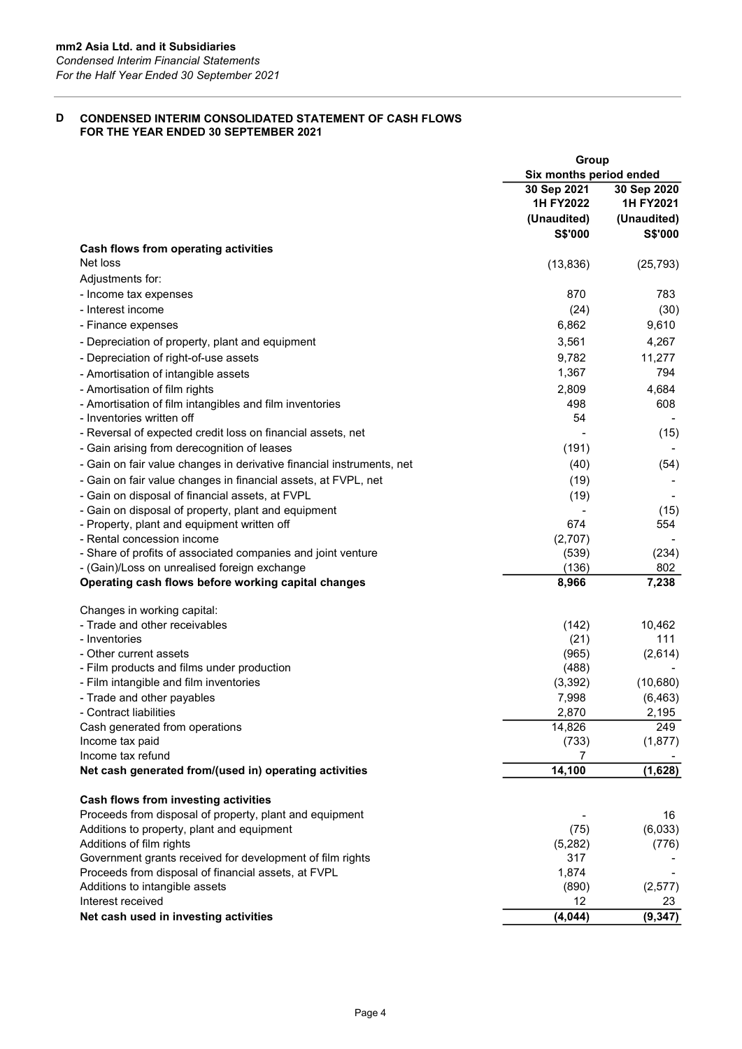**mm2 Asia Ltd. and it Subsidiaries**
*Condensed Interim Financial Statements*
*For the Half Year Ended 30 September 2021*

## D CONDENSED INTERIM CONSOLIDATED STATEMENT OF CASH FLOWS FOR THE YEAR ENDED 30 SEPTEMBER 2021

| | Group | |
|---|---|---|
| | Six months period ended | |
| | 30 Sep 2021 1H FY2022 (Unaudited) S$'000 | 30 Sep 2020 1H FY2021 (Unaudited) S$'000 |
| **Cash flows from operating activities** | | |
| Net loss | (13,836) | (25,793) |
| Adjustments for: | | |
| - Income tax expenses | 870 | 783 |
| - Interest income | (24) | (30) |
| - Finance expenses | 6,862 | 9,610 |
| - Depreciation of property, plant and equipment | 3,561 | 4,267 |
| - Depreciation of right-of-use assets | 9,782 | 11,277 |
| - Amortisation of intangible assets | 1,367 | 794 |
| - Amortisation of film rights | 2,809 | 4,684 |
| - Amortisation of film intangibles and film inventories | 498 | 608 |
| - Inventories written off | 54 | - |
| - Reversal of expected credit loss on financial assets, net | - | (15) |
| - Gain arising from derecognition of leases | (191) | - |
| - Gain on fair value changes in derivative financial instruments, net | (40) | (54) |
| - Gain on fair value changes in financial assets, at FVPL, net | (19) | - |
| - Gain on disposal of financial assets, at FVPL | (19) | - |
| - Gain on disposal of property, plant and equipment | - | (15) |
| - Property, plant and equipment written off | 674 | 554 |
| - Rental concession income | (2,707) | - |
| - Share of profits of associated companies and joint venture | (539) | (234) |
| - (Gain)/Loss on unrealised foreign exchange | (136) | 802 |
| **Operating cash flows before working capital changes** | **8,966** | **7,238** |
| Changes in working capital: | | |
| - Trade and other receivables | (142) | 10,462 |
| - Inventories | (21) | 111 |
| - Other current assets | (965) | (2,614) |
| - Film products and films under production | (488) | - |
| - Film intangible and film inventories | (3,392) | (10,680) |
| - Trade and other payables | 7,998 | (6,463) |
| - Contract liabilities | 2,870 | 2,195 |
| Cash generated from operations | 14,826 | 249 |
| Income tax paid | (733) | (1,877) |
| Income tax refund | 7 | - |
| **Net cash generated from/(used in) operating activities** | **14,100** | **(1,628)** |
| **Cash flows from investing activities** | | |
| Proceeds from disposal of property, plant and equipment | - | 16 |
| Additions to property, plant and equipment | (75) | (6,033) |
| Additions of film rights | (5,282) | (776) |
| Government grants received for development of film rights | 317 | - |
| Proceeds from disposal of financial assets, at FVPL | 1,874 | - |
| Additions to intangible assets | (890) | (2,577) |
| Interest received | 12 | 23 |
| **Net cash used in investing activities** | **(4,044)** | **(9,347)** |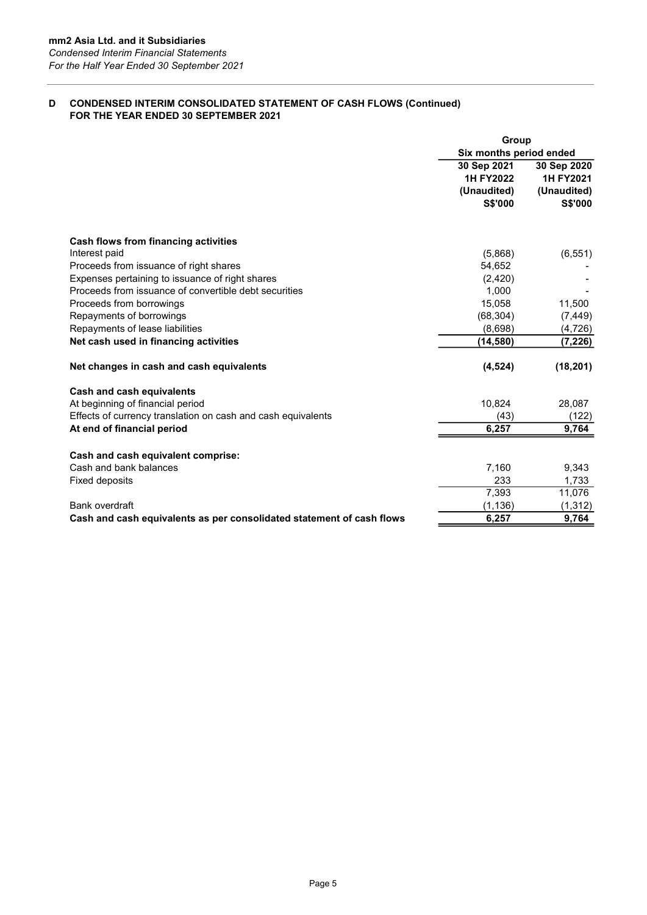**mm2 Asia Ltd. and it Subsidiaries**
*Condensed Interim Financial Statements*
*For the Half Year Ended 30 September 2021*

## D CONDENSED INTERIM CONSOLIDATED STATEMENT OF CASH FLOWS (Continued) FOR THE YEAR ENDED 30 SEPTEMBER 2021

| | Group | |
|---|---|---|
| | Six months period ended | |
| | 30 Sep 2021 1H FY2022 (Unaudited) S$'000 | 30 Sep 2020 1H FY2021 (Unaudited) S$'000 |
| **Cash flows from financing activities** | | |
| Interest paid | (5,868) | (6,551) |
| Proceeds from issuance of right shares | 54,652 | - |
| Expenses pertaining to issuance of right shares | (2,420) | - |
| Proceeds from issuance of convertible debt securities | 1,000 | - |
| Proceeds from borrowings | 15,058 | 11,500 |
| Repayments of borrowings | (68,304) | (7,449) |
| Repayments of lease liabilities | (8,698) | (4,726) |
| **Net cash used in financing activities** | **(14,580)** | **(7,226)** |
| **Net changes in cash and cash equivalents** | **(4,524)** | **(18,201)** |
| **Cash and cash equivalents** | | |
| At beginning of financial period | 10,824 | 28,087 |
| Effects of currency translation on cash and cash equivalents | (43) | (122) |
| **At end of financial period** | **6,257** | **9,764** |
| **Cash and cash equivalent comprise:** | | |
| Cash and bank balances | 7,160 | 9,343 |
| Fixed deposits | 233 | 1,733 |
| | 7,393 | 11,076 |
| Bank overdraft | (1,136) | (1,312) |
| **Cash and cash equivalents as per consolidated statement of cash flows** | **6,257** | **9,764** |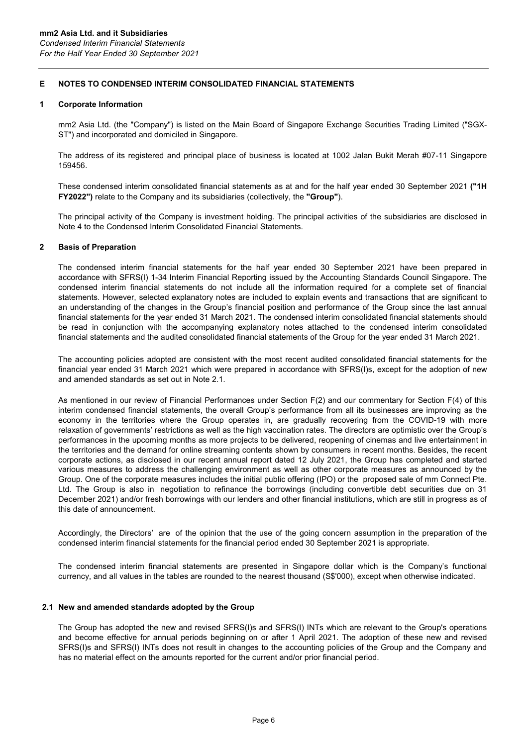# E NOTES TO CONDENSED INTERIM CONSOLIDATED FINANCIAL STATEMENTS

## 1 Corporate Information

mm2 Asia Ltd. (the "Company") is listed on the Main Board of Singapore Exchange Securities Trading Limited ("SGX-ST") and incorporated and domiciled in Singapore.

The address of its registered and principal place of business is located at 1002 Jalan Bukit Merah #07-11 Singapore 159456.

These condensed interim consolidated financial statements as at and for the half year ended 30 September 2021 **("1H FY2022")** relate to the Company and its subsidiaries (collectively, the **"Group"**).

The principal activity of the Company is investment holding. The principal activities of the subsidiaries are disclosed in Note 4 to the Condensed Interim Consolidated Financial Statements.

## 2 Basis of Preparation

The condensed interim financial statements for the half year ended 30 September 2021 have been prepared in accordance with SFRS(I) 1-34 Interim Financial Reporting issued by the Accounting Standards Council Singapore. The condensed interim financial statements do not include all the information required for a complete set of financial statements. However, selected explanatory notes are included to explain events and transactions that are significant to an understanding of the changes in the Group's financial position and performance of the Group since the last annual financial statements for the year ended 31 March 2021. The condensed interim consolidated financial statements should be read in conjunction with the accompanying explanatory notes attached to the condensed interim consolidated financial statements and the audited consolidated financial statements of the Group for the year ended 31 March 2021.

The accounting policies adopted are consistent with the most recent audited consolidated financial statements for the financial year ended 31 March 2021 which were prepared in accordance with SFRS(I)s, except for the adoption of new and amended standards as set out in Note 2.1.

As mentioned in our review of Financial Performances under Section F(2) and our commentary for Section F(4) of this interim condensed financial statements, the overall Group's performance from all its businesses are improving as the economy in the territories where the Group operates in, are gradually recovering from the COVID-19 with more relaxation of governments' restrictions as well as the high vaccination rates. The directors are optimistic over the Group's performances in the upcoming months as more projects to be delivered, reopening of cinemas and live entertainment in the territories and the demand for online streaming contents shown by consumers in recent months. Besides, the recent corporate actions, as disclosed in our recent annual report dated 12 July 2021, the Group has completed and started various measures to address the challenging environment as well as other corporate measures as announced by the Group. One of the corporate measures includes the initial public offering (IPO) or the proposed sale of mm Connect Pte. Ltd. The Group is also in negotiation to refinance the borrowings (including convertible debt securities due on 31 December 2021) and/or fresh borrowings with our lenders and other financial institutions, which are still in progress as of this date of announcement.

Accordingly, the Directors' are of the opinion that the use of the going concern assumption in the preparation of the condensed interim financial statements for the financial period ended 30 September 2021 is appropriate.

The condensed interim financial statements are presented in Singapore dollar which is the Company's functional currency, and all values in the tables are rounded to the nearest thousand (S$'000), except when otherwise indicated.

### 2.1 New and amended standards adopted by the Group

The Group has adopted the new and revised SFRS(I)s and SFRS(I) INTs which are relevant to the Group's operations and become effective for annual periods beginning on or after 1 April 2021. The adoption of these new and revised SFRS(I)s and SFRS(I) INTs does not result in changes to the accounting policies of the Group and the Company and has no material effect on the amounts reported for the current and/or prior financial period.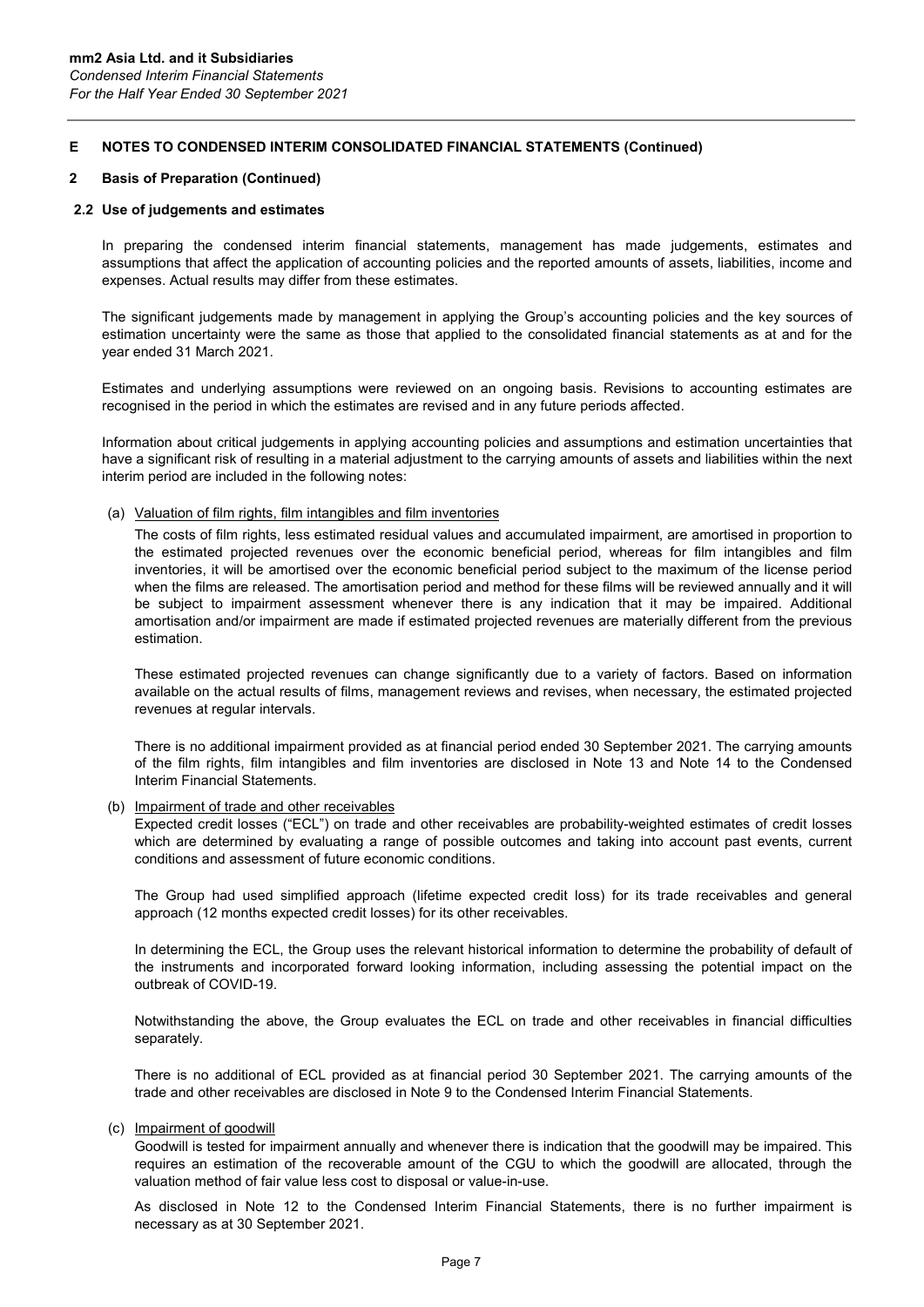## E NOTES TO CONDENSED INTERIM CONSOLIDATED FINANCIAL STATEMENTS (Continued)

### 2 Basis of Preparation (Continued)

### 2.2 Use of judgements and estimates

In preparing the condensed interim financial statements, management has made judgements, estimates and assumptions that affect the application of accounting policies and the reported amounts of assets, liabilities, income and expenses. Actual results may differ from these estimates.

The significant judgements made by management in applying the Group's accounting policies and the key sources of estimation uncertainty were the same as those that applied to the consolidated financial statements as at and for the year ended 31 March 2021.

Estimates and underlying assumptions were reviewed on an ongoing basis. Revisions to accounting estimates are recognised in the period in which the estimates are revised and in any future periods affected.

Information about critical judgements in applying accounting policies and assumptions and estimation uncertainties that have a significant risk of resulting in a material adjustment to the carrying amounts of assets and liabilities within the next interim period are included in the following notes:

(a) Valuation of film rights, film intangibles and film inventories

The costs of film rights, less estimated residual values and accumulated impairment, are amortised in proportion to the estimated projected revenues over the economic beneficial period, whereas for film intangibles and film inventories, it will be amortised over the economic beneficial period subject to the maximum of the license period when the films are released. The amortisation period and method for these films will be reviewed annually and it will be subject to impairment assessment whenever there is any indication that it may be impaired. Additional amortisation and/or impairment are made if estimated projected revenues are materially different from the previous estimation.

These estimated projected revenues can change significantly due to a variety of factors. Based on information available on the actual results of films, management reviews and revises, when necessary, the estimated projected revenues at regular intervals.

There is no additional impairment provided as at financial period ended 30 September 2021. The carrying amounts of the film rights, film intangibles and film inventories are disclosed in Note 13 and Note 14 to the Condensed Interim Financial Statements.

(b) Impairment of trade and other receivables

Expected credit losses ("ECL") on trade and other receivables are probability-weighted estimates of credit losses which are determined by evaluating a range of possible outcomes and taking into account past events, current conditions and assessment of future economic conditions.

The Group had used simplified approach (lifetime expected credit loss) for its trade receivables and general approach (12 months expected credit losses) for its other receivables.

In determining the ECL, the Group uses the relevant historical information to determine the probability of default of the instruments and incorporated forward looking information, including assessing the potential impact on the outbreak of COVID-19.

Notwithstanding the above, the Group evaluates the ECL on trade and other receivables in financial difficulties separately.

There is no additional of ECL provided as at financial period 30 September 2021. The carrying amounts of the trade and other receivables are disclosed in Note 9 to the Condensed Interim Financial Statements.

(c) Impairment of goodwill

Goodwill is tested for impairment annually and whenever there is indication that the goodwill may be impaired. This requires an estimation of the recoverable amount of the CGU to which the goodwill are allocated, through the valuation method of fair value less cost to disposal or value-in-use.

As disclosed in Note 12 to the Condensed Interim Financial Statements, there is no further impairment is necessary as at 30 September 2021.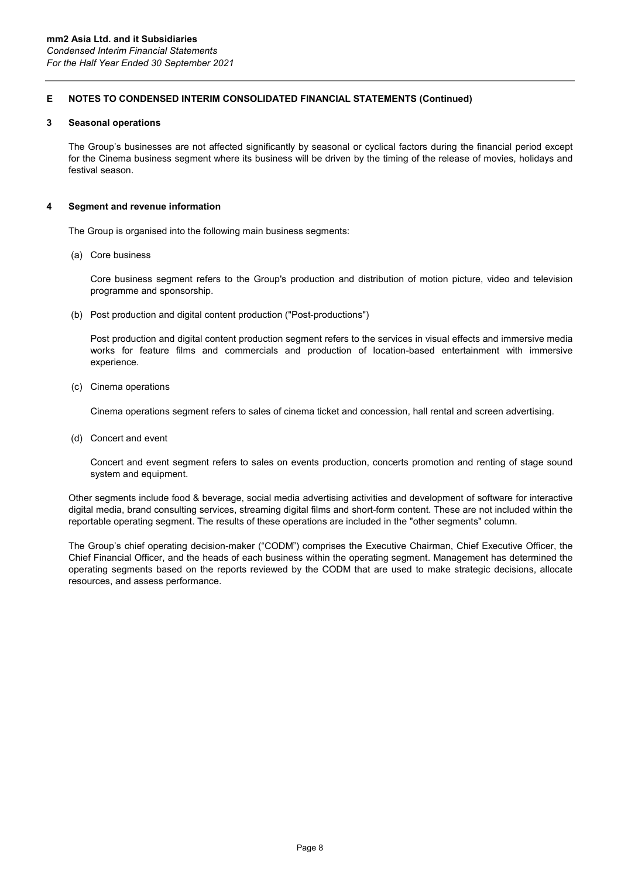## E NOTES TO CONDENSED INTERIM CONSOLIDATED FINANCIAL STATEMENTS (Continued)

### 3 Seasonal operations

The Group's businesses are not affected significantly by seasonal or cyclical factors during the financial period except for the Cinema business segment where its business will be driven by the timing of the release of movies, holidays and festival season.

### 4 Segment and revenue information

The Group is organised into the following main business segments:

(a) Core business

Core business segment refers to the Group's production and distribution of motion picture, video and television programme and sponsorship.

(b) Post production and digital content production ("Post-productions")

Post production and digital content production segment refers to the services in visual effects and immersive media works for feature films and commercials and production of location-based entertainment with immersive experience.

(c) Cinema operations

Cinema operations segment refers to sales of cinema ticket and concession, hall rental and screen advertising.

(d) Concert and event

Concert and event segment refers to sales on events production, concerts promotion and renting of stage sound system and equipment.

Other segments include food & beverage, social media advertising activities and development of software for interactive digital media, brand consulting services, streaming digital films and short-form content. These are not included within the reportable operating segment. The results of these operations are included in the "other segments" column.

The Group's chief operating decision-maker ("CODM") comprises the Executive Chairman, Chief Executive Officer, the Chief Financial Officer, and the heads of each business within the operating segment. Management has determined the operating segments based on the reports reviewed by the CODM that are used to make strategic decisions, allocate resources, and assess performance.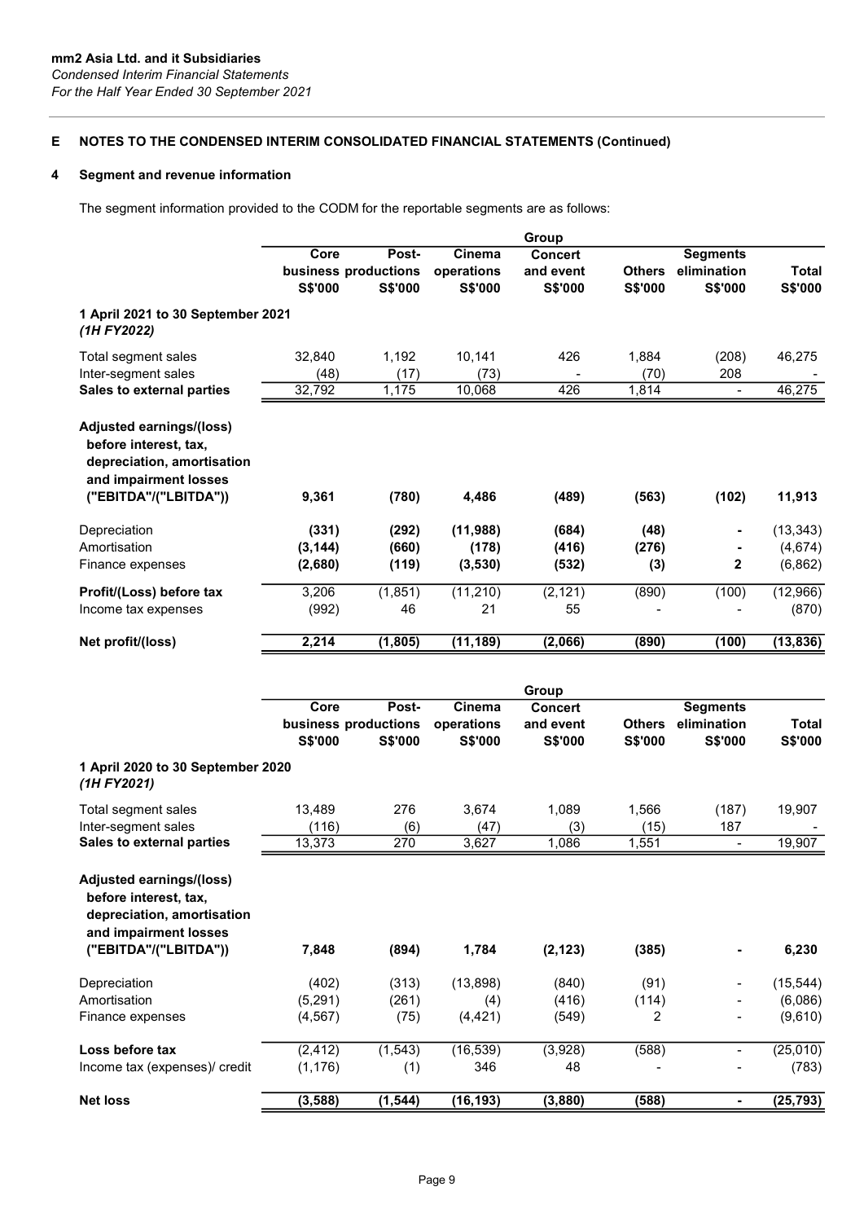mm2 Asia Ltd. and it Subsidiaries
*Condensed Interim Financial Statements*
*For the Half Year Ended 30 September 2021*

## E NOTES TO THE CONDENSED INTERIM CONSOLIDATED FINANCIAL STATEMENTS (Continued)

### 4 Segment and revenue information

The segment information provided to the CODM for the reportable segments are as follows:

| | Group | | | | | | |
|---|---|---|---|---|---|---|---|
| | Core business S$'000 | Post-productions S$'000 | Cinema operations S$'000 | Concert and event S$'000 | Others S$'000 | Segments elimination S$'000 | Total S$'000 |
| **1 April 2021 to 30 September 2021 *(1H FY2022)*** | | | | | | | |
| Total segment sales | 32,840 | 1,192 | 10,141 | 426 | 1,884 | (208) | 46,275 |
| Inter-segment sales | (48) | (17) | (73) | - | (70) | 208 | - |
| **Sales to external parties** | 32,792 | 1,175 | 10,068 | 426 | 1,814 | - | 46,275 |
| **Adjusted earnings/(loss) before interest, tax, depreciation, amortisation and impairment losses ("EBITDA"/("LBITDA"))** | **9,361** | **(780)** | **4,486** | **(489)** | **(563)** | **(102)** | **11,913** |
| Depreciation | **(331)** | **(292)** | **(11,988)** | **(684)** | **(48)** | **-** | (13,343) |
| Amortisation | **(3,144)** | **(660)** | **(178)** | **(416)** | **(276)** | **-** | (4,674) |
| Finance expenses | **(2,680)** | **(119)** | **(3,530)** | **(532)** | **(3)** | **2** | (6,862) |
| **Profit/(Loss) before tax** | 3,206 | (1,851) | (11,210) | (2,121) | (890) | (100) | (12,966) |
| Income tax expenses | (992) | 46 | 21 | 55 | - | - | (870) |
| **Net profit/(loss)** | **2,214** | **(1,805)** | **(11,189)** | **(2,066)** | **(890)** | **(100)** | **(13,836)** |

| | Group | | | | | | |
|---|---|---|---|---|---|---|---|
| | Core business S$'000 | Post-productions S$'000 | Cinema operations S$'000 | Concert and event S$'000 | Others S$'000 | Segments elimination S$'000 | Total S$'000 |
| **1 April 2020 to 30 September 2020 *(1H FY2021)*** | | | | | | | |
| Total segment sales | 13,489 | 276 | 3,674 | 1,089 | 1,566 | (187) | 19,907 |
| Inter-segment sales | (116) | (6) | (47) | (3) | (15) | 187 | - |
| **Sales to external parties** | 13,373 | 270 | 3,627 | 1,086 | 1,551 | - | 19,907 |
| **Adjusted earnings/(loss) before interest, tax, depreciation, amortisation and impairment losses ("EBITDA"/("LBITDA"))** | **7,848** | **(894)** | **1,784** | **(2,123)** | **(385)** | **-** | **6,230** |
| Depreciation | (402) | (313) | (13,898) | (840) | (91) | - | (15,544) |
| Amortisation | (5,291) | (261) | (4) | (416) | (114) | - | (6,086) |
| Finance expenses | (4,567) | (75) | (4,421) | (549) | 2 | - | (9,610) |
| **Loss before tax** | (2,412) | (1,543) | (16,539) | (3,928) | (588) | - | (25,010) |
| Income tax (expenses)/ credit | (1,176) | (1) | 346 | 48 | - | - | (783) |
| **Net loss** | **(3,588)** | **(1,544)** | **(16,193)** | **(3,880)** | **(588)** | **-** | **(25,793)** |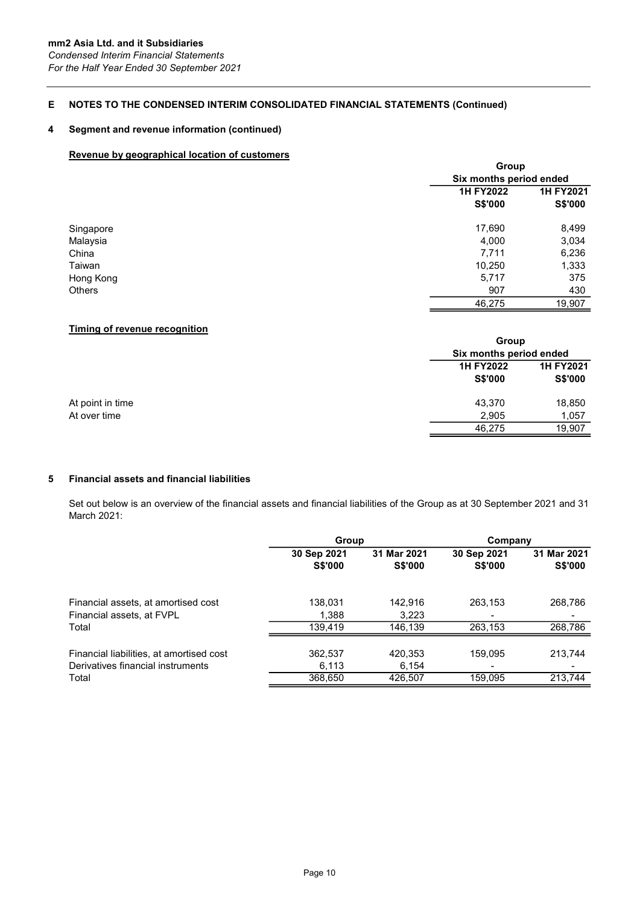## E NOTES TO THE CONDENSED INTERIM CONSOLIDATED FINANCIAL STATEMENTS (Continued)

### 4 Segment and revenue information (continued)

**Revenue by geographical location of customers**

| | Group | |
|---|---|---|
| | Six months period ended | |
| | 1H FY2022 S$'000 | 1H FY2021 S$'000 |
| Singapore | 17,690 | 8,499 |
| Malaysia | 4,000 | 3,034 |
| China | 7,711 | 6,236 |
| Taiwan | 10,250 | 1,333 |
| Hong Kong | 5,717 | 375 |
| Others | 907 | 430 |
| | 46,275 | 19,907 |

**Timing of revenue recognition**

| | Group | |
|---|---|---|
| | Six months period ended | |
| | 1H FY2022 S$'000 | 1H FY2021 S$'000 |
| At point in time | 43,370 | 18,850 |
| At over time | 2,905 | 1,057 |
| | 46,275 | 19,907 |

### 5 Financial assets and financial liabilities

Set out below is an overview of the financial assets and financial liabilities of the Group as at 30 September 2021 and 31 March 2021:

| | Group | | Company | |
|---|---|---|---|---|
| | 30 Sep 2021 S$'000 | 31 Mar 2021 S$'000 | 30 Sep 2021 S$'000 | 31 Mar 2021 S$'000 |
| Financial assets, at amortised cost | 138,031 | 142,916 | 263,153 | 268,786 |
| Financial assets, at FVPL | 1,388 | 3,223 | - | - |
| Total | 139,419 | 146,139 | 263,153 | 268,786 |
| Financial liabilities, at amortised cost | 362,537 | 420,353 | 159,095 | 213,744 |
| Derivatives financial instruments | 6,113 | 6,154 | - | - |
| Total | 368,650 | 426,507 | 159,095 | 213,744 |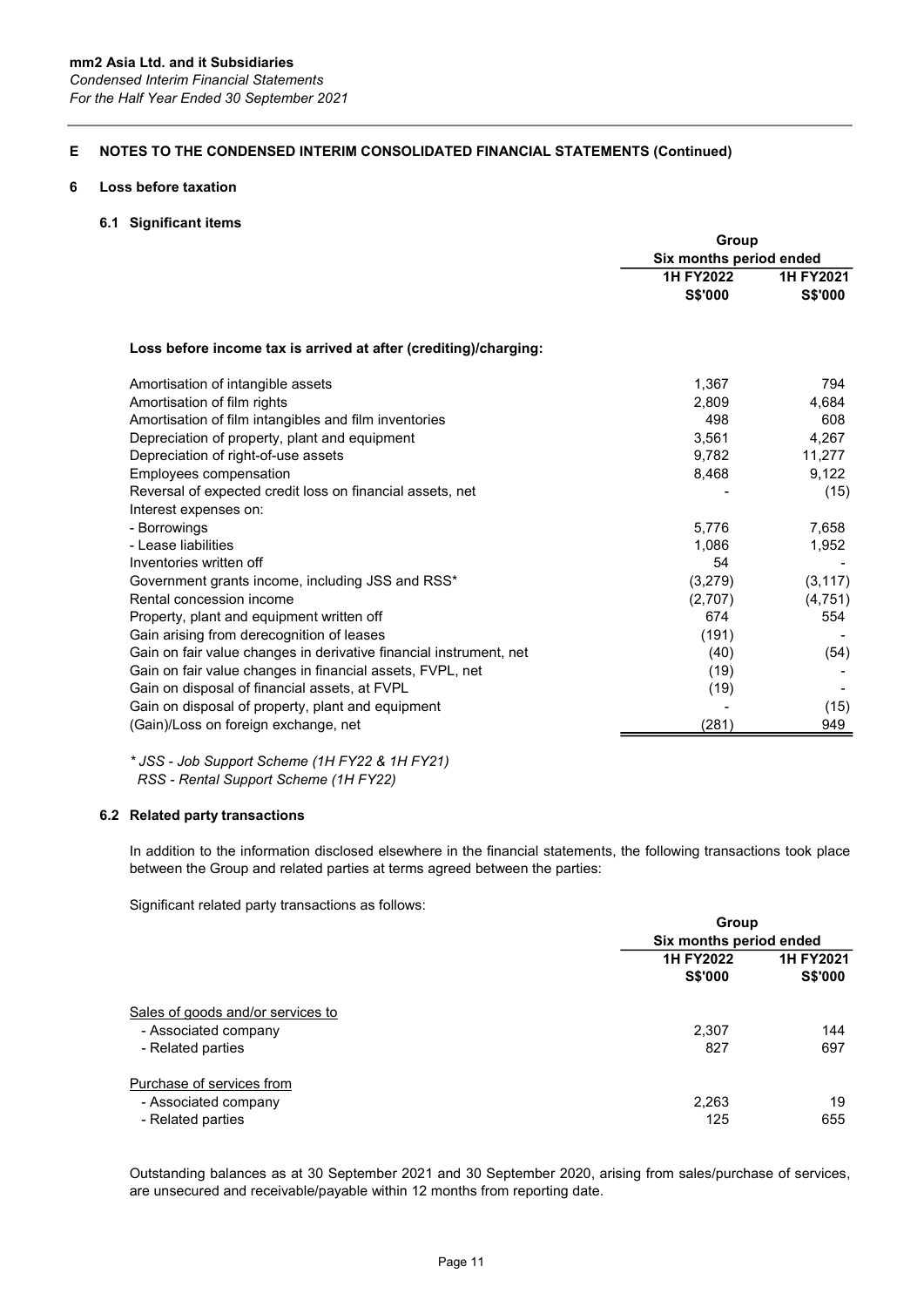## E NOTES TO THE CONDENSED INTERIM CONSOLIDATED FINANCIAL STATEMENTS (Continued)

### 6 Loss before taxation

#### 6.1 Significant items

| | Group | |
|---|---|---|
| | Six months period ended | |
| | 1H FY2022 S$'000 | 1H FY2021 S$'000 |
| **Loss before income tax is arrived at after (crediting)/charging:** | | |
| Amortisation of intangible assets | 1,367 | 794 |
| Amortisation of film rights | 2,809 | 4,684 |
| Amortisation of film intangibles and film inventories | 498 | 608 |
| Depreciation of property, plant and equipment | 3,561 | 4,267 |
| Depreciation of right-of-use assets | 9,782 | 11,277 |
| Employees compensation | 8,468 | 9,122 |
| Reversal of expected credit loss on financial assets, net | - | (15) |
| Interest expenses on: | | |
| - Borrowings | 5,776 | 7,658 |
| - Lease liabilities | 1,086 | 1,952 |
| Inventories written off | 54 | - |
| Government grants income, including JSS and RSS* | (3,279) | (3,117) |
| Rental concession income | (2,707) | (4,751) |
| Property, plant and equipment written off | 674 | 554 |
| Gain arising from derecognition of leases | (191) | - |
| Gain on fair value changes in derivative financial instrument, net | (40) | (54) |
| Gain on fair value changes in financial assets, FVPL, net | (19) | - |
| Gain on disposal of financial assets, at FVPL | (19) | - |
| Gain on disposal of property, plant and equipment | - | (15) |
| (Gain)/Loss on foreign exchange, net | (281) | 949 |

*\* JSS - Job Support Scheme (1H FY22 & 1H FY21)*
*RSS - Rental Support Scheme (1H FY22)*

#### 6.2 Related party transactions

In addition to the information disclosed elsewhere in the financial statements, the following transactions took place between the Group and related parties at terms agreed between the parties:

Significant related party transactions as follows:

| | Group | |
|---|---|---|
| | Six months period ended | |
| | 1H FY2022 S$'000 | 1H FY2021 S$'000 |
| Sales of goods and/or services to | | |
| - Associated company | 2,307 | 144 |
| - Related parties | 827 | 697 |
| Purchase of services from | | |
| - Associated company | 2,263 | 19 |
| - Related parties | 125 | 655 |

Outstanding balances as at 30 September 2021 and 30 September 2020, arising from sales/purchase of services, are unsecured and receivable/payable within 12 months from reporting date.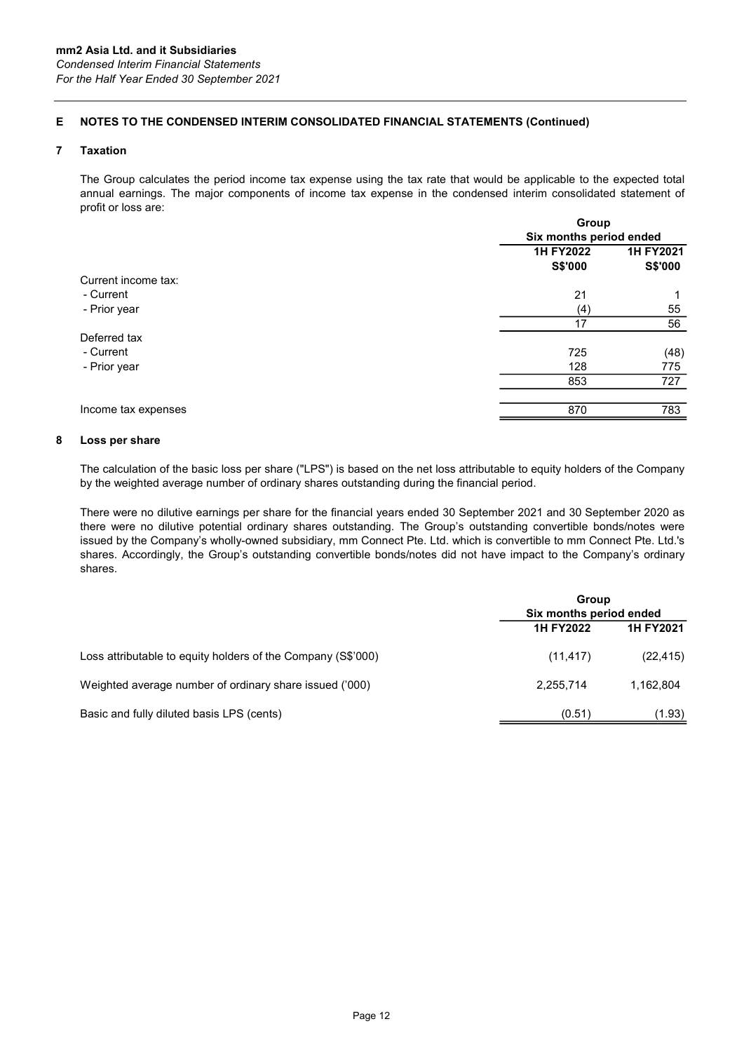## E NOTES TO THE CONDENSED INTERIM CONSOLIDATED FINANCIAL STATEMENTS (Continued)

### 7 Taxation

The Group calculates the period income tax expense using the tax rate that would be applicable to the expected total annual earnings. The major components of income tax expense in the condensed interim consolidated statement of profit or loss are:

| | Group | |
|---|---|---|
| | Six months period ended | |
| | 1H FY2022 S$'000 | 1H FY2021 S$'000 |
| Current income tax: | | |
| - Current | 21 | 1 |
| - Prior year | (4) | 55 |
| | 17 | 56 |
| Deferred tax | | |
| - Current | 725 | (48) |
| - Prior year | 128 | 775 |
| | 853 | 727 |
| Income tax expenses | 870 | 783 |

### 8 Loss per share

The calculation of the basic loss per share ("LPS") is based on the net loss attributable to equity holders of the Company by the weighted average number of ordinary shares outstanding during the financial period.

There were no dilutive earnings per share for the financial years ended 30 September 2021 and 30 September 2020 as there were no dilutive potential ordinary shares outstanding. The Group's outstanding convertible bonds/notes were issued by the Company's wholly-owned subsidiary, mm Connect Pte. Ltd. which is convertible to mm Connect Pte. Ltd.'s shares. Accordingly, the Group's outstanding convertible bonds/notes did not have impact to the Company's ordinary shares.

| | Group | |
|---|---|---|
| | Six months period ended | |
| | 1H FY2022 | 1H FY2021 |
| Loss attributable to equity holders of the Company (S$'000) | (11,417) | (22,415) |
| Weighted average number of ordinary share issued ('000) | 2,255,714 | 1,162,804 |
| Basic and fully diluted basis LPS (cents) | (0.51) | (1.93) |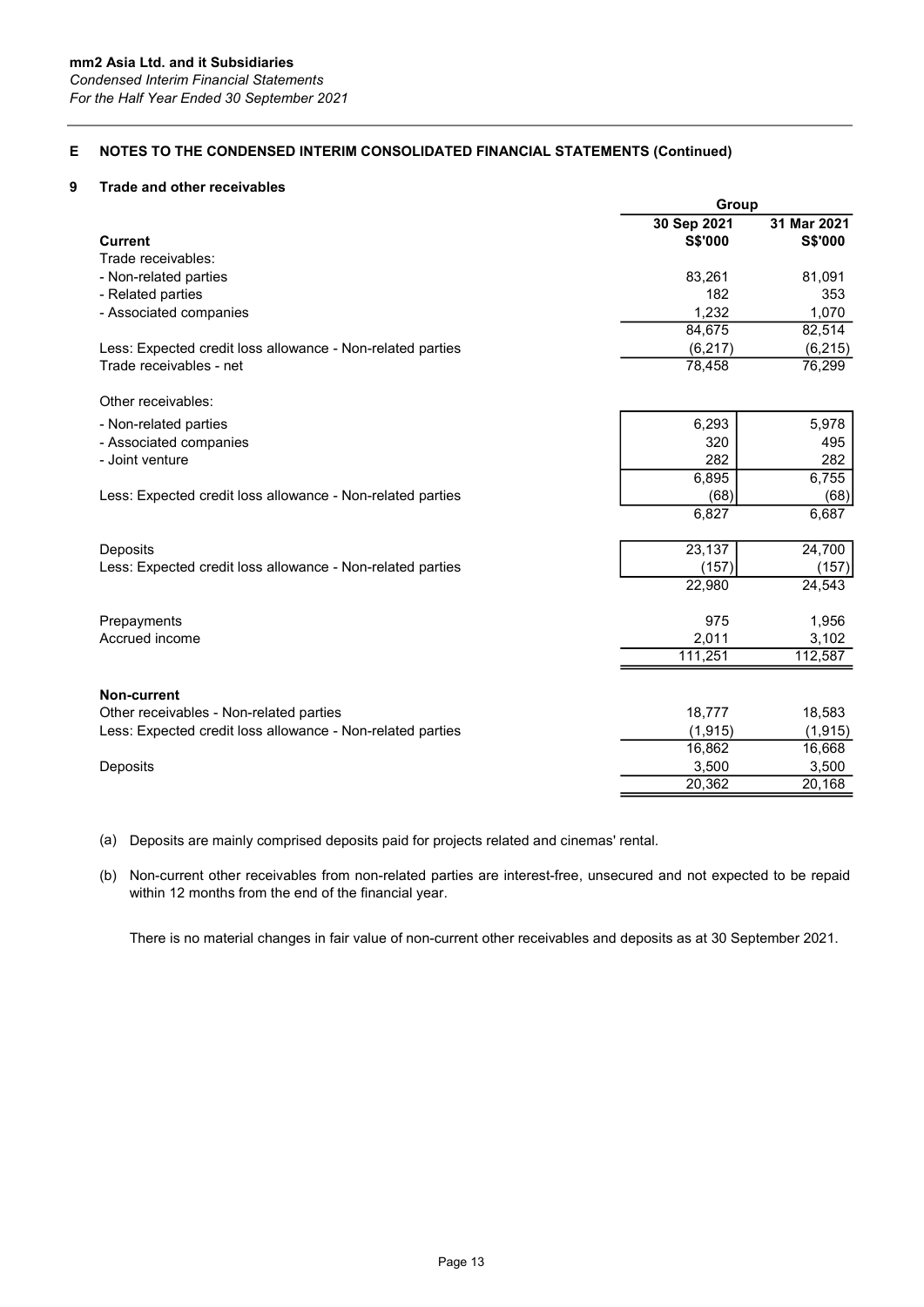## E NOTES TO THE CONDENSED INTERIM CONSOLIDATED FINANCIAL STATEMENTS (Continued)

### 9 Trade and other receivables

| | Group | |
|---|---|---|
| | **30 Sep 2021** | **31 Mar 2021** |
| **Current** | **S$'000** | **S$'000** |
| Trade receivables: | | |
| - Non-related parties | 83,261 | 81,091 |
| - Related parties | 182 | 353 |
| - Associated companies | 1,232 | 1,070 |
| | 84,675 | 82,514 |
| Less: Expected credit loss allowance - Non-related parties | (6,217) | (6,215) |
| Trade receivables - net | 78,458 | 76,299 |
| Other receivables: | | |
| - Non-related parties | 6,293 | 5,978 |
| - Associated companies | 320 | 495 |
| - Joint venture | 282 | 282 |
| | 6,895 | 6,755 |
| Less: Expected credit loss allowance - Non-related parties | (68) | (68) |
| | 6,827 | 6,687 |
| Deposits | 23,137 | 24,700 |
| Less: Expected credit loss allowance - Non-related parties | (157) | (157) |
| | 22,980 | 24,543 |
| Prepayments | 975 | 1,956 |
| Accrued income | 2,011 | 3,102 |
| | 111,251 | 112,587 |
| **Non-current** | | |
| Other receivables - Non-related parties | 18,777 | 18,583 |
| Less: Expected credit loss allowance - Non-related parties | (1,915) | (1,915) |
| | 16,862 | 16,668 |
| Deposits | 3,500 | 3,500 |
| | 20,362 | 20,168 |

(a) Deposits are mainly comprised deposits paid for projects related and cinemas' rental.

(b) Non-current other receivables from non-related parties are interest-free, unsecured and not expected to be repaid within 12 months from the end of the financial year.

There is no material changes in fair value of non-current other receivables and deposits as at 30 September 2021.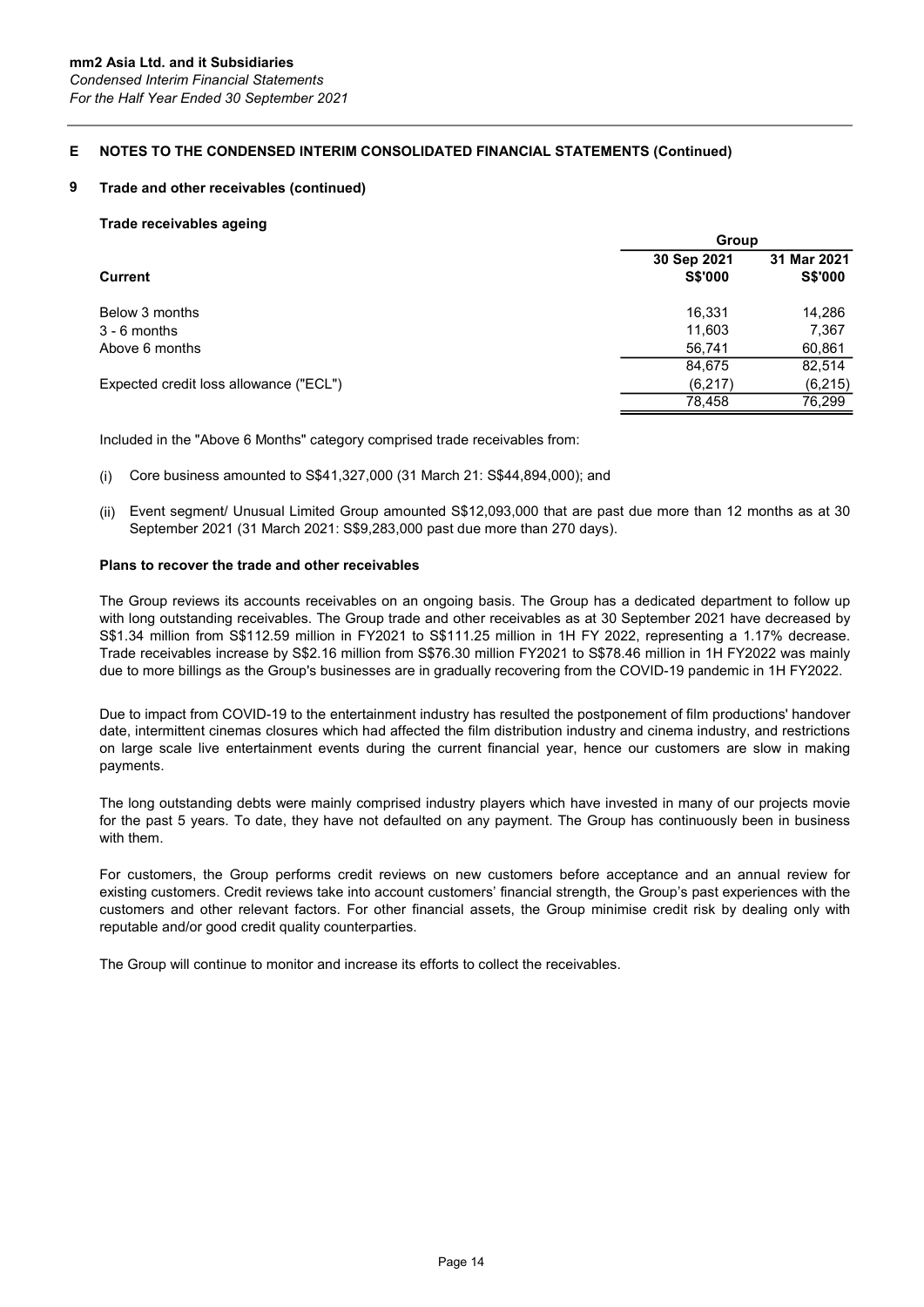## E NOTES TO THE CONDENSED INTERIM CONSOLIDATED FINANCIAL STATEMENTS (Continued)

### 9 Trade and other receivables (continued)

**Trade receivables ageing**

| | Group | |
|---|---|---|
| **Current** | **30 Sep 2021 S$'000** | **31 Mar 2021 S$'000** |
| Below 3 months | 16,331 | 14,286 |
| 3 - 6 months | 11,603 | 7,367 |
| Above 6 months | 56,741 | 60,861 |
| | 84,675 | 82,514 |
| Expected credit loss allowance ("ECL") | (6,217) | (6,215) |
| | 78,458 | 76,299 |

Included in the "Above 6 Months" category comprised trade receivables from:

(i) Core business amounted to S$41,327,000 (31 March 21: S$44,894,000); and

(ii) Event segment/ Unusual Limited Group amounted S$12,093,000 that are past due more than 12 months as at 30 September 2021 (31 March 2021: S$9,283,000 past due more than 270 days).

**Plans to recover the trade and other receivables**

The Group reviews its accounts receivables on an ongoing basis. The Group has a dedicated department to follow up with long outstanding receivables. The Group trade and other receivables as at 30 September 2021 have decreased by S$1.34 million from S$112.59 million in FY2021 to S$111.25 million in 1H FY 2022, representing a 1.17% decrease. Trade receivables increase by S$2.16 million from S$76.30 million FY2021 to S$78.46 million in 1H FY2022 was mainly due to more billings as the Group's businesses are in gradually recovering from the COVID-19 pandemic in 1H FY2022.

Due to impact from COVID-19 to the entertainment industry has resulted the postponement of film productions' handover date, intermittent cinemas closures which had affected the film distribution industry and cinema industry, and restrictions on large scale live entertainment events during the current financial year, hence our customers are slow in making payments.

The long outstanding debts were mainly comprised industry players which have invested in many of our projects movie for the past 5 years. To date, they have not defaulted on any payment. The Group has continuously been in business with them.

For customers, the Group performs credit reviews on new customers before acceptance and an annual review for existing customers. Credit reviews take into account customers' financial strength, the Group's past experiences with the customers and other relevant factors. For other financial assets, the Group minimise credit risk by dealing only with reputable and/or good credit quality counterparties.

The Group will continue to monitor and increase its efforts to collect the receivables.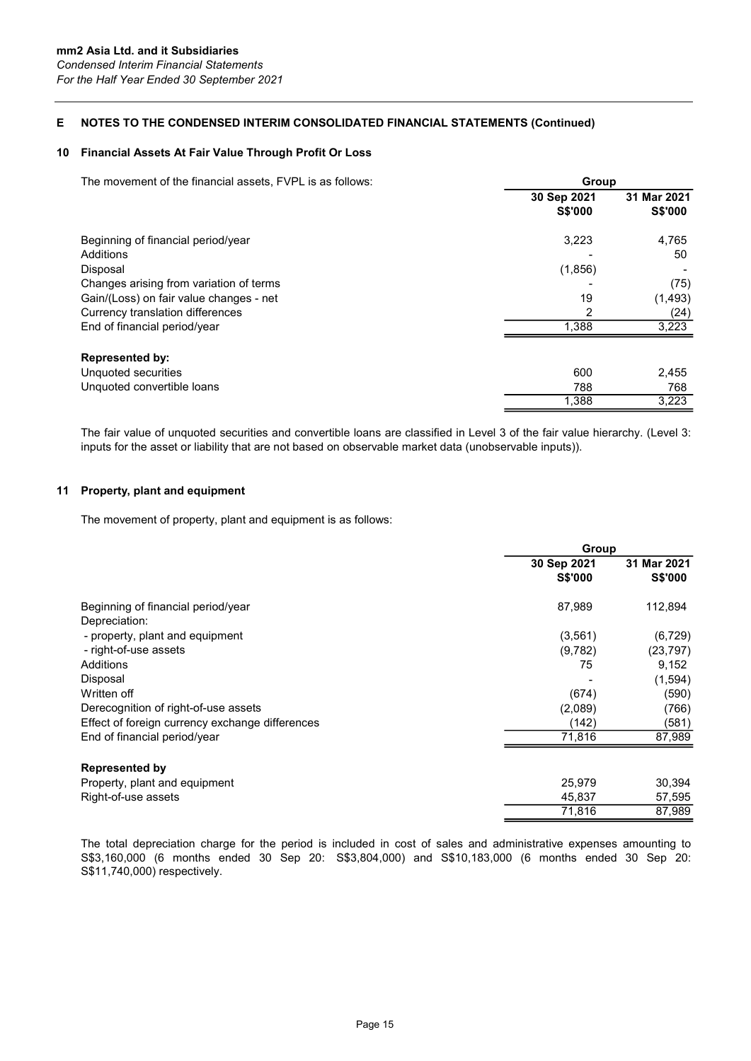**mm2 Asia Ltd. and it Subsidiaries**
*Condensed Interim Financial Statements*
*For the Half Year Ended 30 September 2021*

## E NOTES TO THE CONDENSED INTERIM CONSOLIDATED FINANCIAL STATEMENTS (Continued)

### 10 Financial Assets At Fair Value Through Profit Or Loss

| The movement of the financial assets, FVPL is as follows: | Group | |
|---|---|---|
| | **30 Sep 2021 S$'000** | **31 Mar 2021 S$'000** |
| Beginning of financial period/year | 3,223 | 4,765 |
| Additions | - | 50 |
| Disposal | (1,856) | - |
| Changes arising from variation of terms | - | (75) |
| Gain/(Loss) on fair value changes - net | 19 | (1,493) |
| Currency translation differences | 2 | (24) |
| End of financial period/year | 1,388 | 3,223 |
| | | |
| **Represented by:** | | |
| Unquoted securities | 600 | 2,455 |
| Unquoted convertible loans | 788 | 768 |
| | 1,388 | 3,223 |

The fair value of unquoted securities and convertible loans are classified in Level 3 of the fair value hierarchy. (Level 3: inputs for the asset or liability that are not based on observable market data (unobservable inputs)).

### 11 Property, plant and equipment

The movement of property, plant and equipment is as follows:

| | Group | |
|---|---|---|
| | **30 Sep 2021 S$'000** | **31 Mar 2021 S$'000** |
| Beginning of financial period/year | 87,989 | 112,894 |
| Depreciation: | | |
| - property, plant and equipment | (3,561) | (6,729) |
| - right-of-use assets | (9,782) | (23,797) |
| Additions | 75 | 9,152 |
| Disposal | - | (1,594) |
| Written off | (674) | (590) |
| Derecognition of right-of-use assets | (2,089) | (766) |
| Effect of foreign currency exchange differences | (142) | (581) |
| End of financial period/year | 71,816 | 87,989 |
| | | |
| **Represented by** | | |
| Property, plant and equipment | 25,979 | 30,394 |
| Right-of-use assets | 45,837 | 57,595 |
| | 71,816 | 87,989 |

The total depreciation charge for the period is included in cost of sales and administrative expenses amounting to S$3,160,000 (6 months ended 30 Sep 20: S$3,804,000) and S$10,183,000 (6 months ended 30 Sep 20: S$11,740,000) respectively.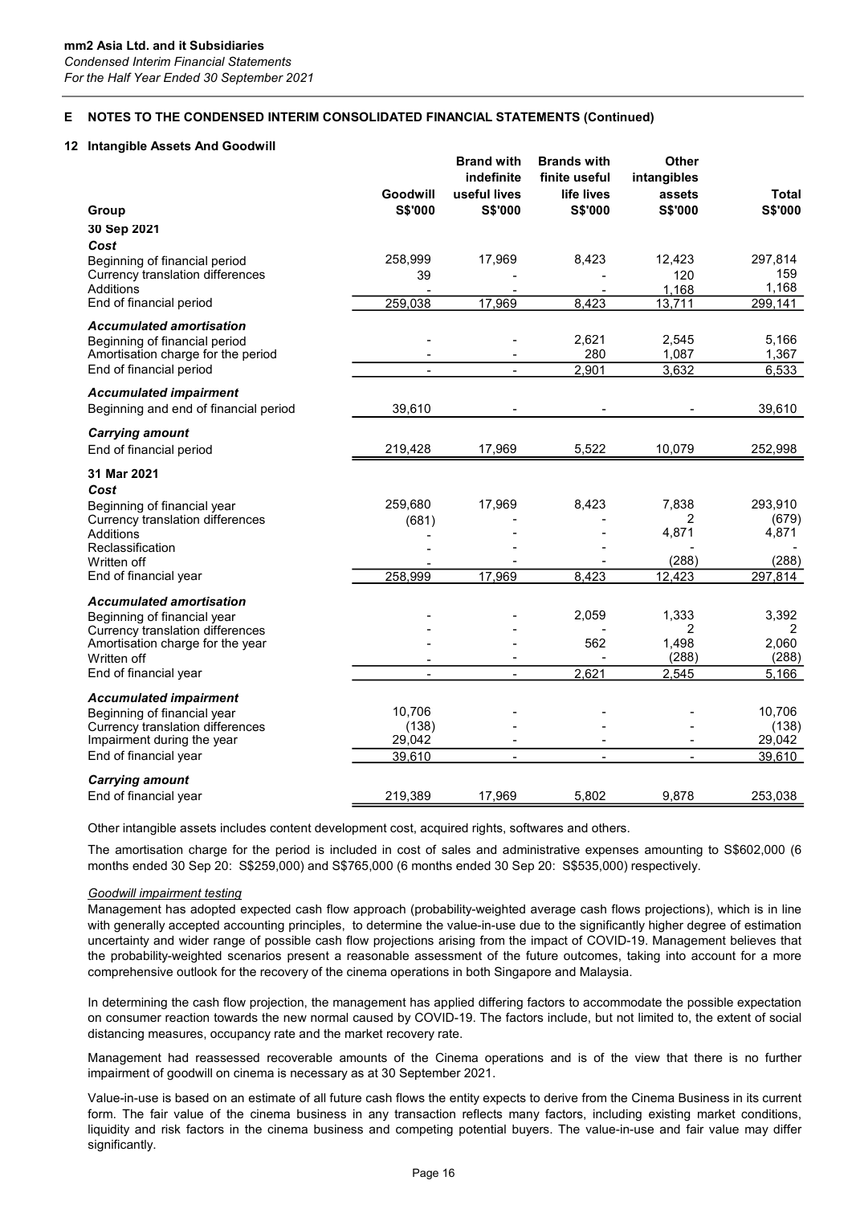**mm2 Asia Ltd. and it Subsidiaries**
*Condensed Interim Financial Statements*
*For the Half Year Ended 30 September 2021*

## E NOTES TO THE CONDENSED INTERIM CONSOLIDATED FINANCIAL STATEMENTS (Continued)

### 12 Intangible Assets And Goodwill

| Group | Goodwill S$'000 | Brand with indefinite useful lives S$'000 | Brands with finite useful life lives S$'000 | Other intangibles assets S$'000 | Total S$'000 |
|---|---|---|---|---|---|
| **30 Sep 2021** | | | | | |
| ***Cost*** | | | | | |
| Beginning of financial period | 258,999 | 17,969 | 8,423 | 12,423 | 297,814 |
| Currency translation differences | 39 | - | - | 120 | 159 |
| Additions | - | - | - | 1,168 | 1,168 |
| End of financial period | 259,038 | 17,969 | 8,423 | 13,711 | 299,141 |
| ***Accumulated amortisation*** | | | | | |
| Beginning of financial period | - | - | 2,621 | 2,545 | 5,166 |
| Amortisation charge for the period | - | - | 280 | 1,087 | 1,367 |
| End of financial period | - | - | 2,901 | 3,632 | 6,533 |
| ***Accumulated impairment*** | | | | | |
| Beginning and end of financial period | 39,610 | - | - | - | 39,610 |
| ***Carrying amount*** | | | | | |
| End of financial period | 219,428 | 17,969 | 5,522 | 10,079 | 252,998 |
| **31 Mar 2021** | | | | | |
| ***Cost*** | | | | | |
| Beginning of financial year | 259,680 | 17,969 | 8,423 | 7,838 | 293,910 |
| Currency translation differences | (681) | - | - | 2 | (679) |
| Additions | - | - | - | 4,871 | 4,871 |
| Reclassification | - | - | - | - | - |
| Written off | - | - | - | (288) | (288) |
| End of financial year | 258,999 | 17,969 | 8,423 | 12,423 | 297,814 |
| ***Accumulated amortisation*** | | | | | |
| Beginning of financial year | - | - | 2,059 | 1,333 | 3,392 |
| Currency translation differences | - | - | - | 2 | 2 |
| Amortisation charge for the year | - | - | 562 | 1,498 | 2,060 |
| Written off | - | - | - | (288) | (288) |
| End of financial year | - | - | 2,621 | 2,545 | 5,166 |
| ***Accumulated impairment*** | | | | | |
| Beginning of financial year | 10,706 | - | - | - | 10,706 |
| Currency translation differences | (138) | - | - | - | (138) |
| Impairment during the year | 29,042 | - | - | - | 29,042 |
| End of financial year | 39,610 | - | - | - | 39,610 |
| ***Carrying amount*** | | | | | |
| End of financial year | 219,389 | 17,969 | 5,802 | 9,878 | 253,038 |

Other intangible assets includes content development cost, acquired rights, softwares and others.

The amortisation charge for the period is included in cost of sales and administrative expenses amounting to S$602,000 (6 months ended 30 Sep 20: S$259,000) and S$765,000 (6 months ended 30 Sep 20: S$535,000) respectively.

*Goodwill impairment testing*

Management has adopted expected cash flow approach (probability-weighted average cash flows projections), which is in line with generally accepted accounting principles, to determine the value-in-use due to the significantly higher degree of estimation uncertainty and wider range of possible cash flow projections arising from the impact of COVID-19. Management believes that the probability-weighted scenarios present a reasonable assessment of the future outcomes, taking into account for a more comprehensive outlook for the recovery of the cinema operations in both Singapore and Malaysia.

In determining the cash flow projection, the management has applied differing factors to accommodate the possible expectation on consumer reaction towards the new normal caused by COVID-19. The factors include, but not limited to, the extent of social distancing measures, occupancy rate and the market recovery rate.

Management had reassessed recoverable amounts of the Cinema operations and is of the view that there is no further impairment of goodwill on cinema is necessary as at 30 September 2021.

Value-in-use is based on an estimate of all future cash flows the entity expects to derive from the Cinema Business in its current form. The fair value of the cinema business in any transaction reflects many factors, including existing market conditions, liquidity and risk factors in the cinema business and competing potential buyers. The value-in-use and fair value may differ significantly.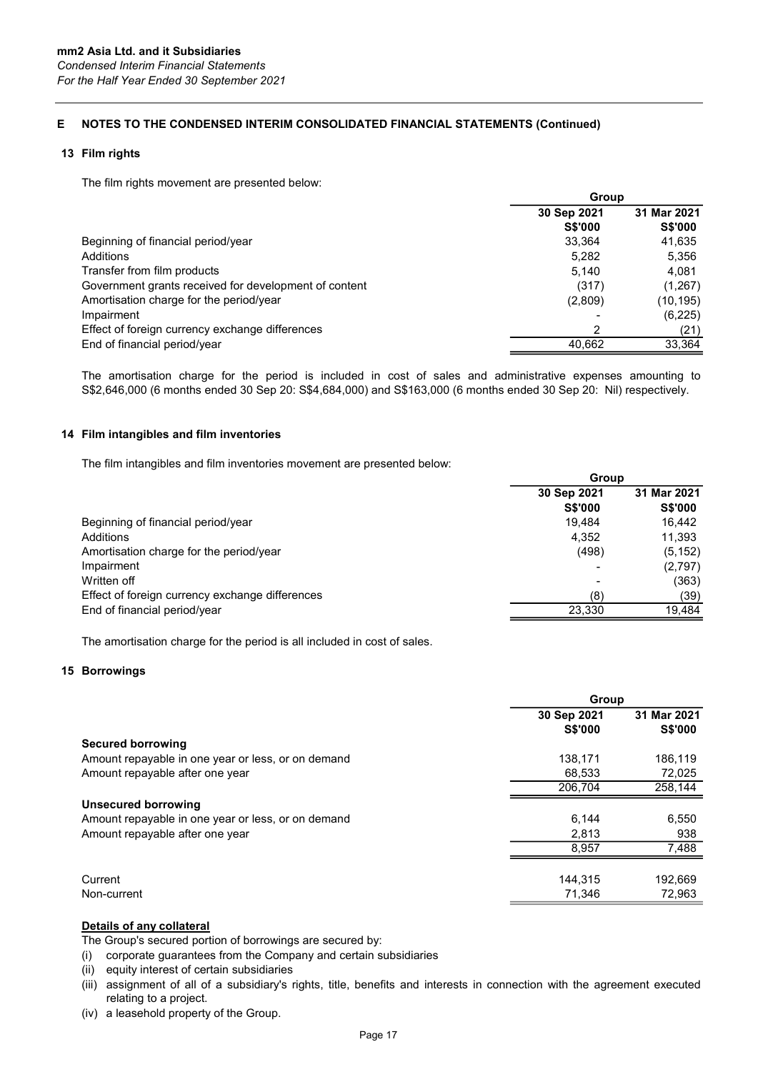## E NOTES TO THE CONDENSED INTERIM CONSOLIDATED FINANCIAL STATEMENTS (Continued)

### 13 Film rights

The film rights movement are presented below:

| | Group | |
|---|---|---|
| | 30 Sep 2021<br>S$'000 | 31 Mar 2021<br>S$'000 |
| Beginning of financial period/year | 33,364 | 41,635 |
| Additions | 5,282 | 5,356 |
| Transfer from film products | 5,140 | 4,081 |
| Government grants received for development of content | (317) | (1,267) |
| Amortisation charge for the period/year | (2,809) | (10,195) |
| Impairment | - | (6,225) |
| Effect of foreign currency exchange differences | 2 | (21) |
| End of financial period/year | 40,662 | 33,364 |

The amortisation charge for the period is included in cost of sales and administrative expenses amounting to S$2,646,000 (6 months ended 30 Sep 20: S$4,684,000) and S$163,000 (6 months ended 30 Sep 20: Nil) respectively.

### 14 Film intangibles and film inventories

The film intangibles and film inventories movement are presented below:

| | Group | |
|---|---|---|
| | 30 Sep 2021<br>S$'000 | 31 Mar 2021<br>S$'000 |
| Beginning of financial period/year | 19,484 | 16,442 |
| Additions | 4,352 | 11,393 |
| Amortisation charge for the period/year | (498) | (5,152) |
| Impairment | - | (2,797) |
| Written off | - | (363) |
| Effect of foreign currency exchange differences | (8) | (39) |
| End of financial period/year | 23,330 | 19,484 |

The amortisation charge for the period is all included in cost of sales.

### 15 Borrowings

| | Group | |
|---|---|---|
| | 30 Sep 2021<br>S$'000 | 31 Mar 2021<br>S$'000 |
| **Secured borrowing** | | |
| Amount repayable in one year or less, or on demand | 138,171 | 186,119 |
| Amount repayable after one year | 68,533 | 72,025 |
| | 206,704 | 258,144 |
| **Unsecured borrowing** | | |
| Amount repayable in one year or less, or on demand | 6,144 | 6,550 |
| Amount repayable after one year | 2,813 | 938 |
| | 8,957 | 7,488 |
| Current | 144,315 | 192,669 |
| Non-current | 71,346 | 72,963 |

**Details of any collateral**

The Group's secured portion of borrowings are secured by:

(i) corporate guarantees from the Company and certain subsidiaries
(ii) equity interest of certain subsidiaries
(iii) assignment of all of a subsidiary's rights, title, benefits and interests in connection with the agreement executed relating to a project.
(iv) a leasehold property of the Group.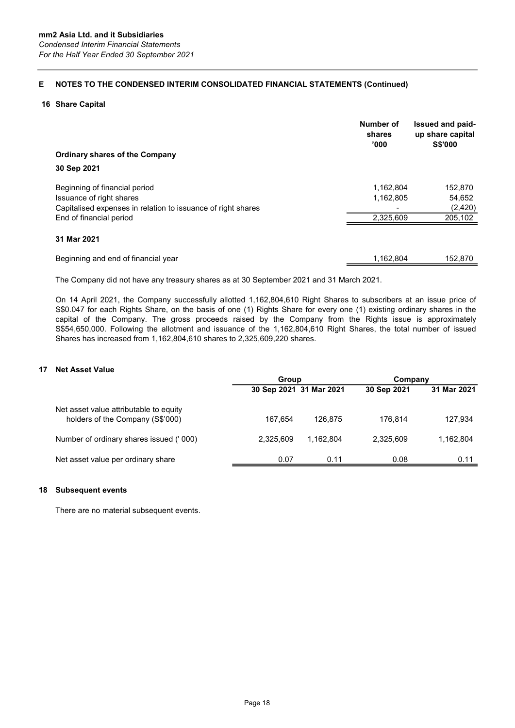## E NOTES TO THE CONDENSED INTERIM CONSOLIDATED FINANCIAL STATEMENTS (Continued)

### 16 Share Capital

| | Number of shares '000 | Issued and paid-up share capital S$'000 |
|---|---|---|
| **Ordinary shares of the Company** | | |
| **30 Sep 2021** | | |
| Beginning of financial period | 1,162,804 | 152,870 |
| Issuance of right shares | 1,162,805 | 54,652 |
| Capitalised expenses in relation to issuance of right shares | - | (2,420) |
| End of financial period | 2,325,609 | 205,102 |
| **31 Mar 2021** | | |
| Beginning and end of financial year | 1,162,804 | 152,870 |

The Company did not have any treasury shares as at 30 September 2021 and 31 March 2021.

On 14 April 2021, the Company successfully allotted 1,162,804,610 Right Shares to subscribers at an issue price of S$0.047 for each Rights Share, on the basis of one (1) Rights Share for every one (1) existing ordinary shares in the capital of the Company. The gross proceeds raised by the Company from the Rights issue is approximately S$54,650,000. Following the allotment and issuance of the 1,162,804,610 Right Shares, the total number of issued Shares has increased from 1,162,804,610 shares to 2,325,609,220 shares.

### 17 Net Asset Value

| | Group | | Company | |
|---|---|---|---|---|
| | 30 Sep 2021 | 31 Mar 2021 | 30 Sep 2021 | 31 Mar 2021 |
| Net asset value attributable to equity holders of the Company (S$'000) | 167,654 | 126,875 | 176,814 | 127,934 |
| Number of ordinary shares issued (' 000) | 2,325,609 | 1,162,804 | 2,325,609 | 1,162,804 |
| Net asset value per ordinary share | 0.07 | 0.11 | 0.08 | 0.11 |

### 18 Subsequent events

There are no material subsequent events.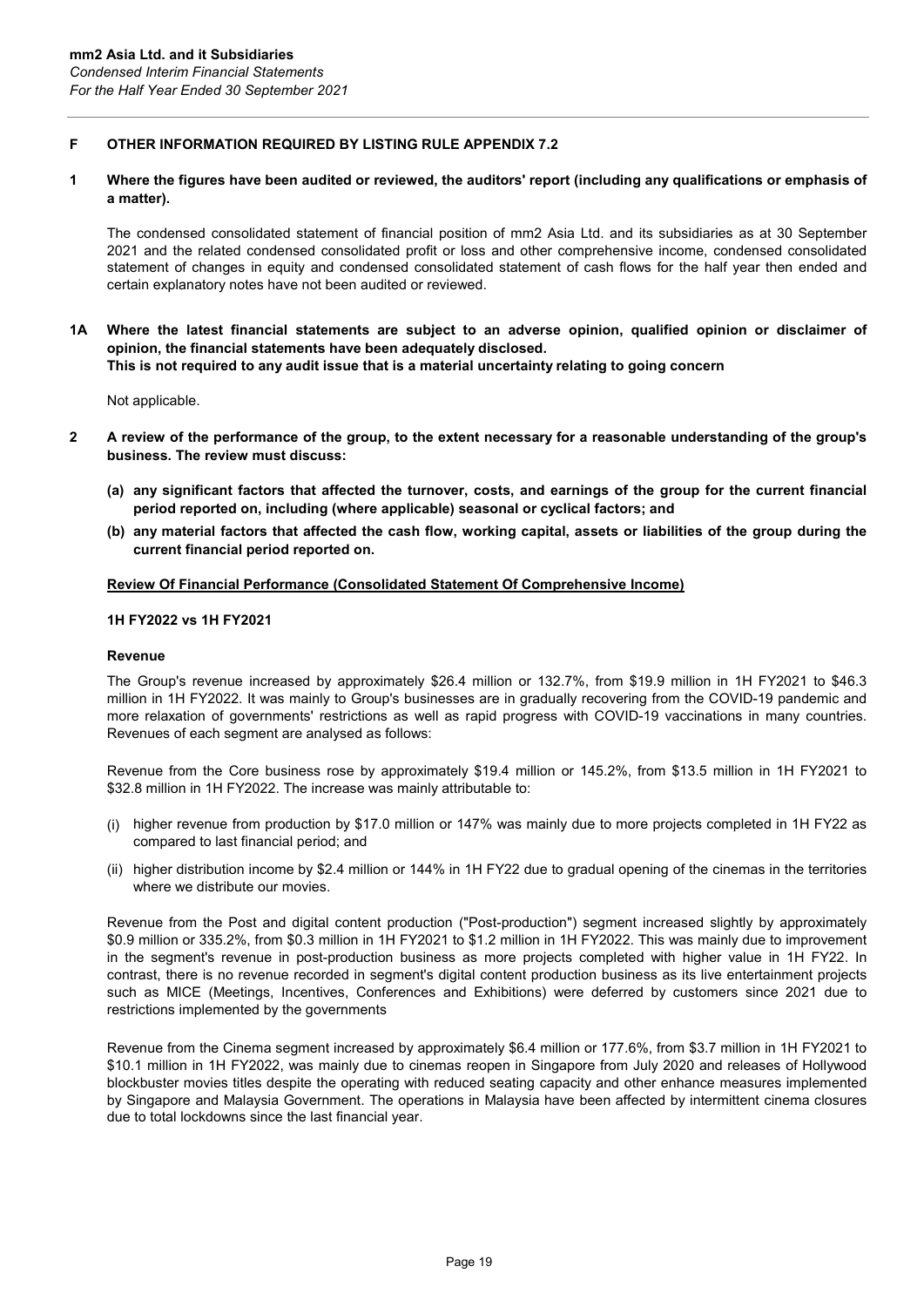## F OTHER INFORMATION REQUIRED BY LISTING RULE APPENDIX 7.2

### 1 Where the figures have been audited or reviewed, the auditors' report (including any qualifications or emphasis of a matter).

The condensed consolidated statement of financial position of mm2 Asia Ltd. and its subsidiaries as at 30 September 2021 and the related condensed consolidated profit or loss and other comprehensive income, condensed consolidated statement of changes in equity and condensed consolidated statement of cash flows for the half year then ended and certain explanatory notes have not been audited or reviewed.

### 1A Where the latest financial statements are subject to an adverse opinion, qualified opinion or disclaimer of opinion, the financial statements have been adequately disclosed. This is not required to any audit issue that is a material uncertainty relating to going concern

Not applicable.

### 2 A review of the performance of the group, to the extent necessary for a reasonable understanding of the group's business. The review must discuss:

**(a) any significant factors that affected the turnover, costs, and earnings of the group for the current financial period reported on, including (where applicable) seasonal or cyclical factors; and**

**(b) any material factors that affected the cash flow, working capital, assets or liabilities of the group during the current financial period reported on.**

**Review Of Financial Performance (Consolidated Statement Of Comprehensive Income)**

**1H FY2022 vs 1H FY2021**

**Revenue**

The Group's revenue increased by approximately $26.4 million or 132.7%, from $19.9 million in 1H FY2021 to $46.3 million in 1H FY2022. It was mainly to Group's businesses are in gradually recovering from the COVID-19 pandemic and more relaxation of governments' restrictions as well as rapid progress with COVID-19 vaccinations in many countries. Revenues of each segment are analysed as follows:

Revenue from the Core business rose by approximately $19.4 million or 145.2%, from $13.5 million in 1H FY2021 to $32.8 million in 1H FY2022. The increase was mainly attributable to:

(i) higher revenue from production by $17.0 million or 147% was mainly due to more projects completed in 1H FY22 as compared to last financial period; and

(ii) higher distribution income by $2.4 million or 144% in 1H FY22 due to gradual opening of the cinemas in the territories where we distribute our movies.

Revenue from the Post and digital content production ("Post-production") segment increased slightly by approximately $0.9 million or 335.2%, from $0.3 million in 1H FY2021 to $1.2 million in 1H FY2022. This was mainly due to improvement in the segment's revenue in post-production business as more projects completed with higher value in 1H FY22. In contrast, there is no revenue recorded in segment's digital content production business as its live entertainment projects such as MICE (Meetings, Incentives, Conferences and Exhibitions) were deferred by customers since 2021 due to restrictions implemented by the governments

Revenue from the Cinema segment increased by approximately $6.4 million or 177.6%, from $3.7 million in 1H FY2021 to $10.1 million in 1H FY2022, was mainly due to cinemas reopen in Singapore from July 2020 and releases of Hollywood blockbuster movies titles despite the operating with reduced seating capacity and other enhance measures implemented by Singapore and Malaysia Government. The operations in Malaysia have been affected by intermittent cinema closures due to total lockdowns since the last financial year.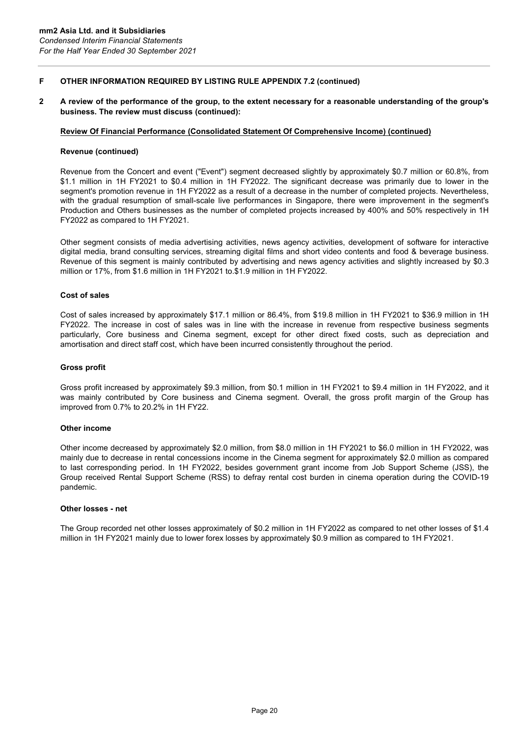## F OTHER INFORMATION REQUIRED BY LISTING RULE APPENDIX 7.2 (continued)

### 2 A review of the performance of the group, to the extent necessary for a reasonable understanding of the group's business. The review must discuss (continued):

**Review Of Financial Performance (Consolidated Statement Of Comprehensive Income) (continued)**

**Revenue (continued)**

Revenue from the Concert and event ("Event") segment decreased slightly by approximately $0.7 million or 60.8%, from $1.1 million in 1H FY2021 to $0.4 million in 1H FY2022. The significant decrease was primarily due to lower in the segment's promotion revenue in 1H FY2022 as a result of a decrease in the number of completed projects. Nevertheless, with the gradual resumption of small-scale live performances in Singapore, there were improvement in the segment's Production and Others businesses as the number of completed projects increased by 400% and 50% respectively in 1H FY2022 as compared to 1H FY2021.

Other segment consists of media advertising activities, news agency activities, development of software for interactive digital media, brand consulting services, streaming digital films and short video contents and food & beverage business. Revenue of this segment is mainly contributed by advertising and news agency activities and slightly increased by $0.3 million or 17%, from $1.6 million in 1H FY2021 to.$1.9 million in 1H FY2022.

**Cost of sales**

Cost of sales increased by approximately $17.1 million or 86.4%, from $19.8 million in 1H FY2021 to $36.9 million in 1H FY2022. The increase in cost of sales was in line with the increase in revenue from respective business segments particularly, Core business and Cinema segment, except for other direct fixed costs, such as depreciation and amortisation and direct staff cost, which have been incurred consistently throughout the period.

**Gross profit**

Gross profit increased by approximately $9.3 million, from $0.1 million in 1H FY2021 to $9.4 million in 1H FY2022, and it was mainly contributed by Core business and Cinema segment. Overall, the gross profit margin of the Group has improved from 0.7% to 20.2% in 1H FY22.

**Other income**

Other income decreased by approximately $2.0 million, from $8.0 million in 1H FY2021 to $6.0 million in 1H FY2022, was mainly due to decrease in rental concessions income in the Cinema segment for approximately $2.0 million as compared to last corresponding period. In 1H FY2022, besides government grant income from Job Support Scheme (JSS), the Group received Rental Support Scheme (RSS) to defray rental cost burden in cinema operation during the COVID-19 pandemic.

**Other losses - net**

The Group recorded net other losses approximately of $0.2 million in 1H FY2022 as compared to net other losses of $1.4 million in 1H FY2021 mainly due to lower forex losses by approximately $0.9 million as compared to 1H FY2021.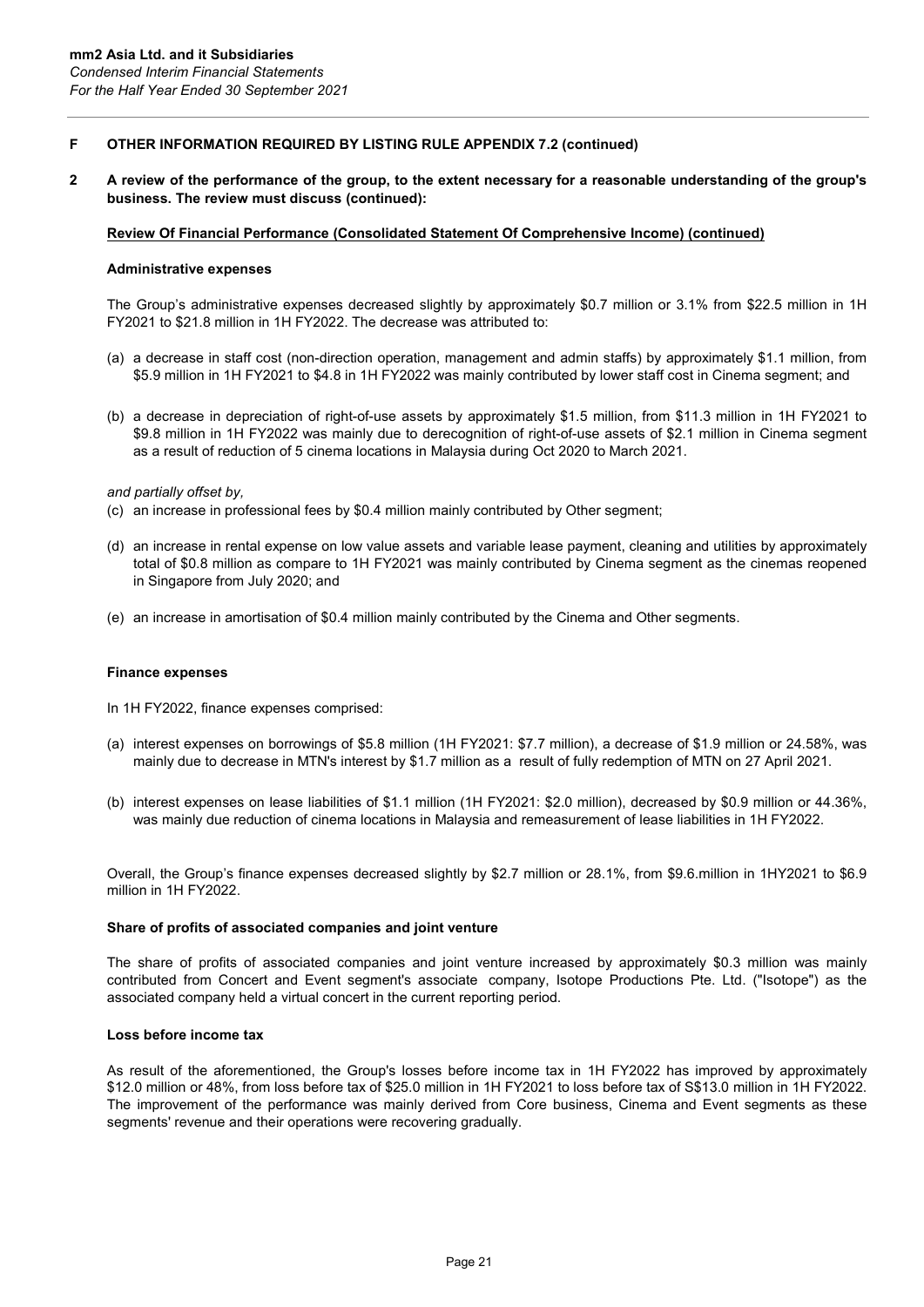## F OTHER INFORMATION REQUIRED BY LISTING RULE APPENDIX 7.2 (continued)

### 2 A review of the performance of the group, to the extent necessary for a reasonable understanding of the group's business. The review must discuss (continued):

**Review Of Financial Performance (Consolidated Statement Of Comprehensive Income) (continued)**

**Administrative expenses**

The Group's administrative expenses decreased slightly by approximately $0.7 million or 3.1% from $22.5 million in 1H FY2021 to $21.8 million in 1H FY2022. The decrease was attributed to:

(a) a decrease in staff cost (non-direction operation, management and admin staffs) by approximately $1.1 million, from $5.9 million in 1H FY2021 to $4.8 in 1H FY2022 was mainly contributed by lower staff cost in Cinema segment; and

(b) a decrease in depreciation of right-of-use assets by approximately $1.5 million, from $11.3 million in 1H FY2021 to $9.8 million in 1H FY2022 was mainly due to derecognition of right-of-use assets of $2.1 million in Cinema segment as a result of reduction of 5 cinema locations in Malaysia during Oct 2020 to March 2021.

*and partially offset by,*

(c) an increase in professional fees by $0.4 million mainly contributed by Other segment;

(d) an increase in rental expense on low value assets and variable lease payment, cleaning and utilities by approximately total of $0.8 million as compare to 1H FY2021 was mainly contributed by Cinema segment as the cinemas reopened in Singapore from July 2020; and

(e) an increase in amortisation of $0.4 million mainly contributed by the Cinema and Other segments.

**Finance expenses**

In 1H FY2022, finance expenses comprised:

(a) interest expenses on borrowings of $5.8 million (1H FY2021: $7.7 million), a decrease of $1.9 million or 24.58%, was mainly due to decrease in MTN's interest by $1.7 million as a result of fully redemption of MTN on 27 April 2021.

(b) interest expenses on lease liabilities of $1.1 million (1H FY2021: $2.0 million), decreased by $0.9 million or 44.36%, was mainly due reduction of cinema locations in Malaysia and remeasurement of lease liabilities in 1H FY2022.

Overall, the Group's finance expenses decreased slightly by $2.7 million or 28.1%, from $9.6.million in 1HY2021 to $6.9 million in 1H FY2022.

**Share of profits of associated companies and joint venture**

The share of profits of associated companies and joint venture increased by approximately $0.3 million was mainly contributed from Concert and Event segment's associate company, Isotope Productions Pte. Ltd. ("Isotope") as the associated company held a virtual concert in the current reporting period.

**Loss before income tax**

As result of the aforementioned, the Group's losses before income tax in 1H FY2022 has improved by approximately $12.0 million or 48%, from loss before tax of $25.0 million in 1H FY2021 to loss before tax of S$13.0 million in 1H FY2022. The improvement of the performance was mainly derived from Core business, Cinema and Event segments as these segments' revenue and their operations were recovering gradually.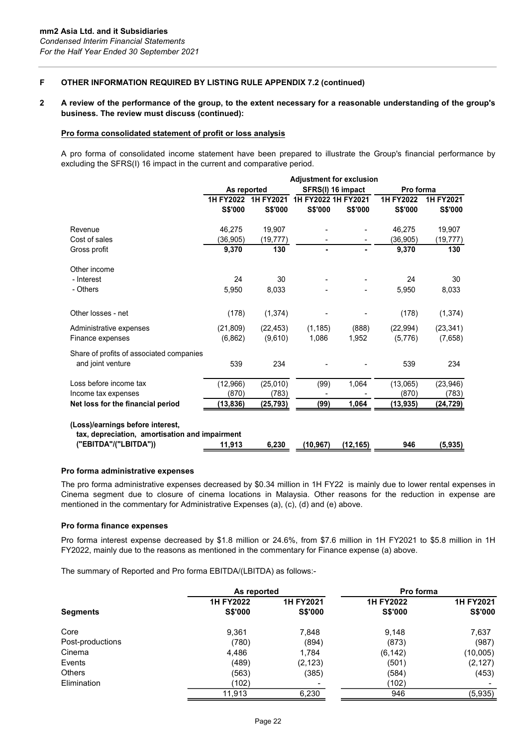## F OTHER INFORMATION REQUIRED BY LISTING RULE APPENDIX 7.2 (continued)

## 2 A review of the performance of the group, to the extent necessary for a reasonable understanding of the group's business. The review must discuss (continued):

**Pro forma consolidated statement of profit or loss analysis**

A pro forma of consolidated income statement have been prepared to illustrate the Group's financial performance by excluding the SFRS(I) 16 impact in the current and comparative period.

| | As reported | | Adjustment for exclusion SFRS(I) 16 impact | | Pro forma | |
|---|---|---|---|---|---|---|
| | 1H FY2022 | 1H FY2021 | 1H FY2022 | 1H FY2021 | 1H FY2022 | 1H FY2021 |
| | S$'000 | S$'000 | S$'000 | S$'000 | S$'000 | S$'000 |
| Revenue | 46,275 | 19,907 | - | - | 46,275 | 19,907 |
| Cost of sales | (36,905) | (19,777) | - | - | (36,905) | (19,777) |
| **Gross profit** | **9,370** | **130** | **-** | **-** | **9,370** | **130** |
| Other income | | | | | | |
| - Interest | 24 | 30 | - | - | 24 | 30 |
| - Others | 5,950 | 8,033 | - | - | 5,950 | 8,033 |
| Other losses - net | (178) | (1,374) | - | - | (178) | (1,374) |
| Administrative expenses | (21,809) | (22,453) | (1,185) | (888) | (22,994) | (23,341) |
| Finance expenses | (6,862) | (9,610) | 1,086 | 1,952 | (5,776) | (7,658) |
| Share of profits of associated companies and joint venture | 539 | 234 | - | - | 539 | 234 |
| Loss before income tax | (12,966) | (25,010) | (99) | 1,064 | (13,065) | (23,946) |
| Income tax expenses | (870) | (783) | - | - | (870) | (783) |
| **Net loss for the financial period** | **(13,836)** | **(25,793)** | **(99)** | **1,064** | **(13,935)** | **(24,729)** |
| **(Loss)/earnings before interest, tax, depreciation, amortisation and impairment ("EBITDA"/("LBITDA"))** | **11,913** | **6,230** | **(10,967)** | **(12,165)** | **946** | **(5,935)** |

**Pro forma administrative expenses**

The pro forma administrative expenses decreased by $0.34 million in 1H FY22 is mainly due to lower rental expenses in Cinema segment due to closure of cinema locations in Malaysia. Other reasons for the reduction in expense are mentioned in the commentary for Administrative Expenses (a), (c), (d) and (e) above.

**Pro forma finance expenses**

Pro forma interest expense decreased by $1.8 million or 24.6%, from $7.6 million in 1H FY2021 to $5.8 million in 1H FY2022, mainly due to the reasons as mentioned in the commentary for Finance expense (a) above.

The summary of Reported and Pro forma EBITDA/(LBITDA) as follows:-

| | As reported | | Pro forma | |
|---|---|---|---|---|
| **Segments** | **1H FY2022 S$'000** | **1H FY2021 S$'000** | **1H FY2022 S$'000** | **1H FY2021 S$'000** |
| Core | 9,361 | 7,848 | 9,148 | 7,637 |
| Post-productions | (780) | (894) | (873) | (987) |
| Cinema | 4,486 | 1,784 | (6,142) | (10,005) |
| Events | (489) | (2,123) | (501) | (2,127) |
| Others | (563) | (385) | (584) | (453) |
| Elimination | (102) | - | (102) | - |
| | 11,913 | 6,230 | 946 | (5,935) |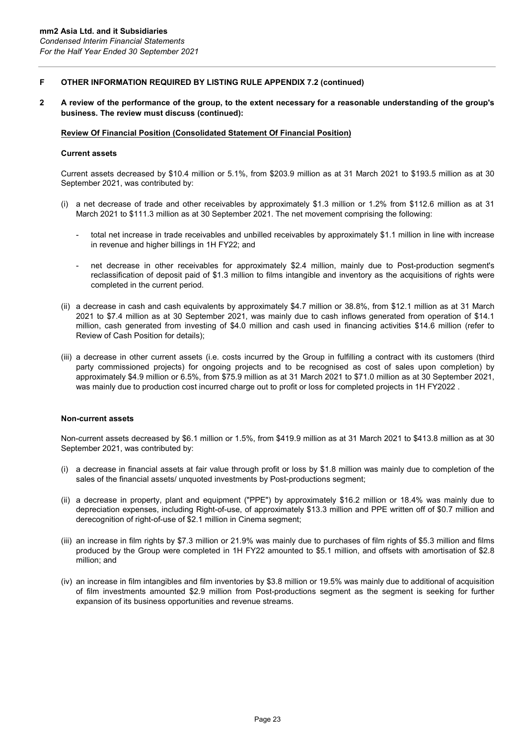# F OTHER INFORMATION REQUIRED BY LISTING RULE APPENDIX 7.2 (continued)

## 2 A review of the performance of the group, to the extent necessary for a reasonable understanding of the group's business. The review must discuss (continued):

**Review Of Financial Position (Consolidated Statement Of Financial Position)**

**Current assets**

Current assets decreased by $10.4 million or 5.1%, from $203.9 million as at 31 March 2021 to $193.5 million as at 30 September 2021, was contributed by:

(i) a net decrease of trade and other receivables by approximately $1.3 million or 1.2% from $112.6 million as at 31 March 2021 to $111.3 million as at 30 September 2021. The net movement comprising the following:

- total net increase in trade receivables and unbilled receivables by approximately $1.1 million in line with increase in revenue and higher billings in 1H FY22; and

- net decrease in other receivables for approximately $2.4 million, mainly due to Post-production segment's reclassification of deposit paid of $1.3 million to films intangible and inventory as the acquisitions of rights were completed in the current period.

(ii) a decrease in cash and cash equivalents by approximately $4.7 million or 38.8%, from $12.1 million as at 31 March 2021 to $7.4 million as at 30 September 2021, was mainly due to cash inflows generated from operation of $14.1 million, cash generated from investing of $4.0 million and cash used in financing activities $14.6 million (refer to Review of Cash Position for details);

(iii) a decrease in other current assets (i.e. costs incurred by the Group in fulfilling a contract with its customers (third party commissioned projects) for ongoing projects and to be recognised as cost of sales upon completion) by approximately $4.9 million or 6.5%, from $75.9 million as at 31 March 2021 to $71.0 million as at 30 September 2021, was mainly due to production cost incurred charge out to profit or loss for completed projects in 1H FY2022 .

**Non-current assets**

Non-current assets decreased by $6.1 million or 1.5%, from $419.9 million as at 31 March 2021 to $413.8 million as at 30 September 2021, was contributed by:

(i) a decrease in financial assets at fair value through profit or loss by $1.8 million was mainly due to completion of the sales of the financial assets/ unquoted investments by Post-productions segment;

(ii) a decrease in property, plant and equipment ("PPE") by approximately $16.2 million or 18.4% was mainly due to depreciation expenses, including Right-of-use, of approximately $13.3 million and PPE written off of $0.7 million and derecognition of right-of-use of $2.1 million in Cinema segment;

(iii) an increase in film rights by $7.3 million or 21.9% was mainly due to purchases of film rights of $5.3 million and films produced by the Group were completed in 1H FY22 amounted to $5.1 million, and offsets with amortisation of $2.8 million; and

(iv) an increase in film intangibles and film inventories by $3.8 million or 19.5% was mainly due to additional of acquisition of film investments amounted $2.9 million from Post-productions segment as the segment is seeking for further expansion of its business opportunities and revenue streams.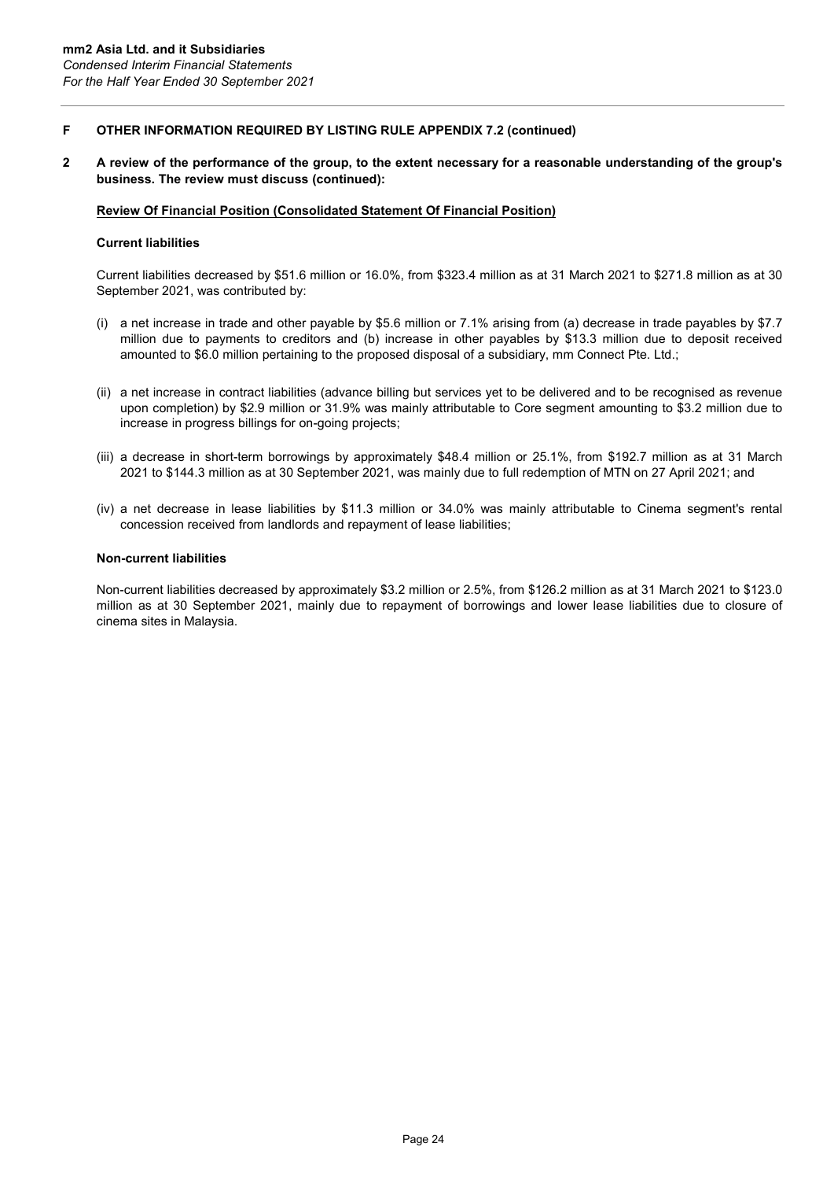## F OTHER INFORMATION REQUIRED BY LISTING RULE APPENDIX 7.2 (continued)

**2 A review of the performance of the group, to the extent necessary for a reasonable understanding of the group's business. The review must discuss (continued):**

**Review Of Financial Position (Consolidated Statement Of Financial Position)**

**Current liabilities**

Current liabilities decreased by $51.6 million or 16.0%, from $323.4 million as at 31 March 2021 to $271.8 million as at 30 September 2021, was contributed by:

(i) a net increase in trade and other payable by $5.6 million or 7.1% arising from (a) decrease in trade payables by $7.7 million due to payments to creditors and (b) increase in other payables by $13.3 million due to deposit received amounted to $6.0 million pertaining to the proposed disposal of a subsidiary, mm Connect Pte. Ltd.;

(ii) a net increase in contract liabilities (advance billing but services yet to be delivered and to be recognised as revenue upon completion) by $2.9 million or 31.9% was mainly attributable to Core segment amounting to $3.2 million due to increase in progress billings for on-going projects;

(iii) a decrease in short-term borrowings by approximately $48.4 million or 25.1%, from $192.7 million as at 31 March 2021 to $144.3 million as at 30 September 2021, was mainly due to full redemption of MTN on 27 April 2021; and

(iv) a net decrease in lease liabilities by $11.3 million or 34.0% was mainly attributable to Cinema segment's rental concession received from landlords and repayment of lease liabilities;

**Non-current liabilities**

Non-current liabilities decreased by approximately $3.2 million or 2.5%, from $126.2 million as at 31 March 2021 to $123.0 million as at 30 September 2021, mainly due to repayment of borrowings and lower lease liabilities due to closure of cinema sites in Malaysia.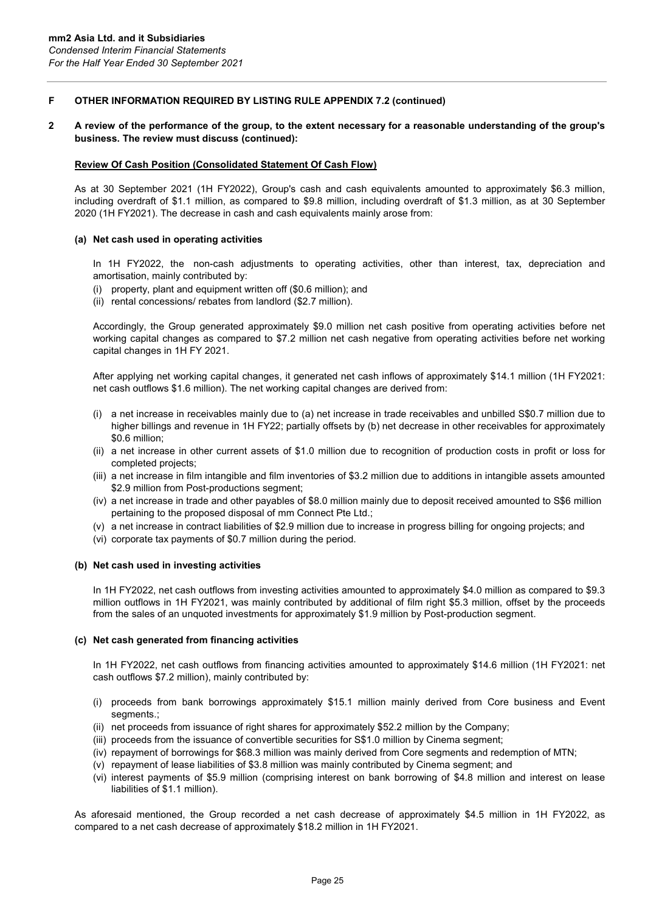## F OTHER INFORMATION REQUIRED BY LISTING RULE APPENDIX 7.2 (continued)

### 2 A review of the performance of the group, to the extent necessary for a reasonable understanding of the group's business. The review must discuss (continued):

**Review Of Cash Position (Consolidated Statement Of Cash Flow)**

As at 30 September 2021 (1H FY2022), Group's cash and cash equivalents amounted to approximately $6.3 million, including overdraft of $1.1 million, as compared to $9.8 million, including overdraft of $1.3 million, as at 30 September 2020 (1H FY2021). The decrease in cash and cash equivalents mainly arose from:

**(a) Net cash used in operating activities**

In 1H FY2022, the non-cash adjustments to operating activities, other than interest, tax, depreciation and amortisation, mainly contributed by:

(i) property, plant and equipment written off ($0.6 million); and
(ii) rental concessions/ rebates from landlord ($2.7 million).

Accordingly, the Group generated approximately $9.0 million net cash positive from operating activities before net working capital changes as compared to $7.2 million net cash negative from operating activities before net working capital changes in 1H FY 2021.

After applying net working capital changes, it generated net cash inflows of approximately $14.1 million (1H FY2021: net cash outflows $1.6 million). The net working capital changes are derived from:

(i) a net increase in receivables mainly due to (a) net increase in trade receivables and unbilled S$0.7 million due to higher billings and revenue in 1H FY22; partially offsets by (b) net decrease in other receivables for approximately $0.6 million;
(ii) a net increase in other current assets of $1.0 million due to recognition of production costs in profit or loss for completed projects;
(iii) a net increase in film intangible and film inventories of $3.2 million due to additions in intangible assets amounted $2.9 million from Post-productions segment;
(iv) a net increase in trade and other payables of $8.0 million mainly due to deposit received amounted to S$6 million pertaining to the proposed disposal of mm Connect Pte Ltd.;
(v) a net increase in contract liabilities of $2.9 million due to increase in progress billing for ongoing projects; and
(vi) corporate tax payments of $0.7 million during the period.

**(b) Net cash used in investing activities**

In 1H FY2022, net cash outflows from investing activities amounted to approximately $4.0 million as compared to $9.3 million outflows in 1H FY2021, was mainly contributed by additional of film right $5.3 million, offset by the proceeds from the sales of an unquoted investments for approximately $1.9 million by Post-production segment.

**(c) Net cash generated from financing activities**

In 1H FY2022, net cash outflows from financing activities amounted to approximately $14.6 million (1H FY2021: net cash outflows $7.2 million), mainly contributed by:

(i) proceeds from bank borrowings approximately $15.1 million mainly derived from Core business and Event segments.;
(ii) net proceeds from issuance of right shares for approximately $52.2 million by the Company;
(iii) proceeds from the issuance of convertible securities for S$1.0 million by Cinema segment;
(iv) repayment of borrowings for $68.3 million was mainly derived from Core segments and redemption of MTN;
(v) repayment of lease liabilities of $3.8 million was mainly contributed by Cinema segment; and
(vi) interest payments of $5.9 million (comprising interest on bank borrowing of $4.8 million and interest on lease liabilities of $1.1 million).

As aforesaid mentioned, the Group recorded a net cash decrease of approximately $4.5 million in 1H FY2022, as compared to a net cash decrease of approximately $18.2 million in 1H FY2021.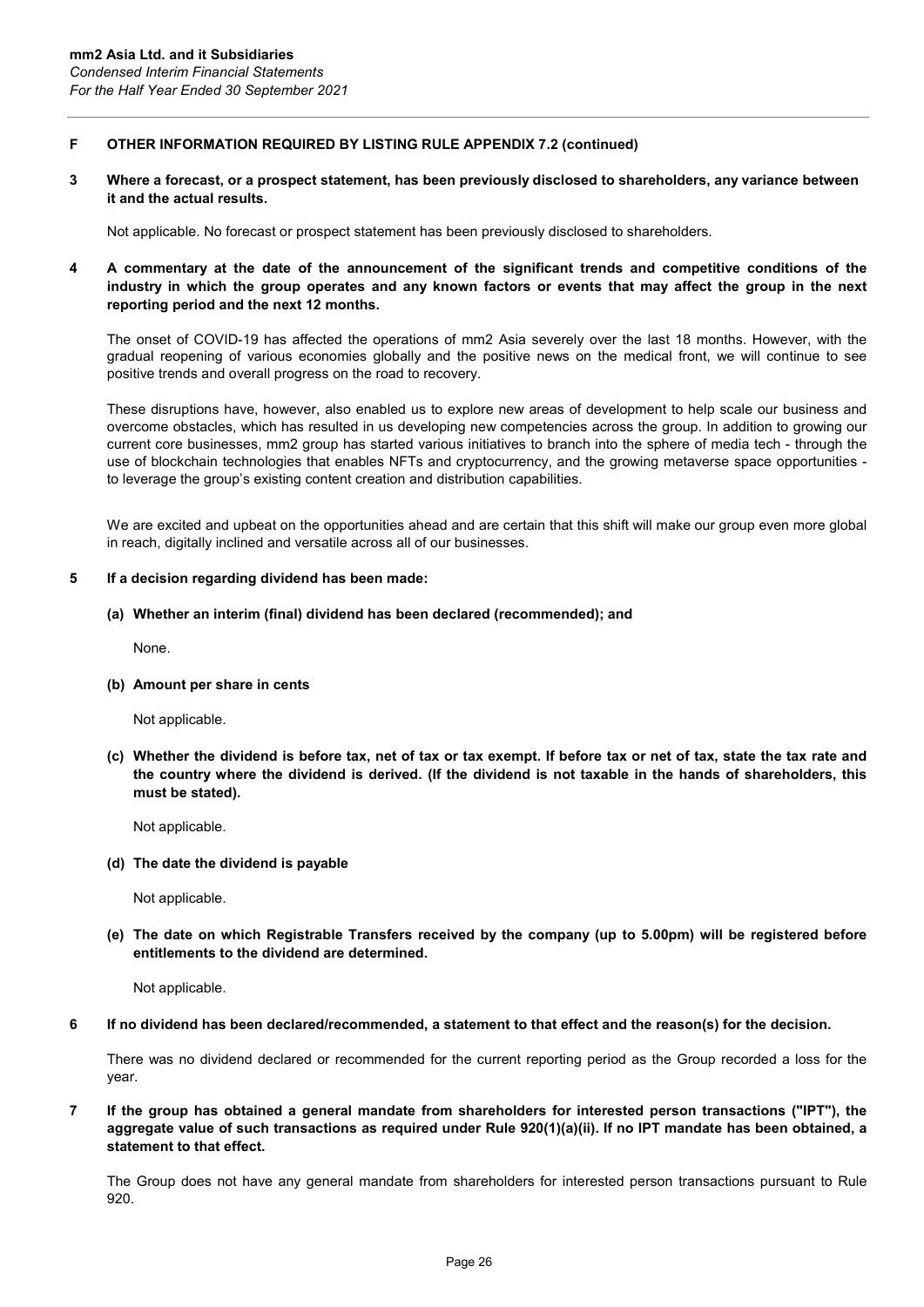## F OTHER INFORMATION REQUIRED BY LISTING RULE APPENDIX 7.2 (continued)

**3 Where a forecast, or a prospect statement, has been previously disclosed to shareholders, any variance between it and the actual results.**

Not applicable. No forecast or prospect statement has been previously disclosed to shareholders.

**4 A commentary at the date of the announcement of the significant trends and competitive conditions of the industry in which the group operates and any known factors or events that may affect the group in the next reporting period and the next 12 months.**

The onset of COVID-19 has affected the operations of mm2 Asia severely over the last 18 months. However, with the gradual reopening of various economies globally and the positive news on the medical front, we will continue to see positive trends and overall progress on the road to recovery.

These disruptions have, however, also enabled us to explore new areas of development to help scale our business and overcome obstacles, which has resulted in us developing new competencies across the group. In addition to growing our current core businesses, mm2 group has started various initiatives to branch into the sphere of media tech - through the use of blockchain technologies that enables NFTs and cryptocurrency, and the growing metaverse space opportunities - to leverage the group's existing content creation and distribution capabilities.

We are excited and upbeat on the opportunities ahead and are certain that this shift will make our group even more global in reach, digitally inclined and versatile across all of our businesses.

**5 If a decision regarding dividend has been made:**

**(a) Whether an interim (final) dividend has been declared (recommended); and**

None.

**(b) Amount per share in cents**

Not applicable.

**(c) Whether the dividend is before tax, net of tax or tax exempt. If before tax or net of tax, state the tax rate and the country where the dividend is derived. (If the dividend is not taxable in the hands of shareholders, this must be stated).**

Not applicable.

**(d) The date the dividend is payable**

Not applicable.

**(e) The date on which Registrable Transfers received by the company (up to 5.00pm) will be registered before entitlements to the dividend are determined.**

Not applicable.

**6 If no dividend has been declared/recommended, a statement to that effect and the reason(s) for the decision.**

There was no dividend declared or recommended for the current reporting period as the Group recorded a loss for the year.

**7 If the group has obtained a general mandate from shareholders for interested person transactions ("IPT"), the aggregate value of such transactions as required under Rule 920(1)(a)(ii). If no IPT mandate has been obtained, a statement to that effect.**

The Group does not have any general mandate from shareholders for interested person transactions pursuant to Rule 920.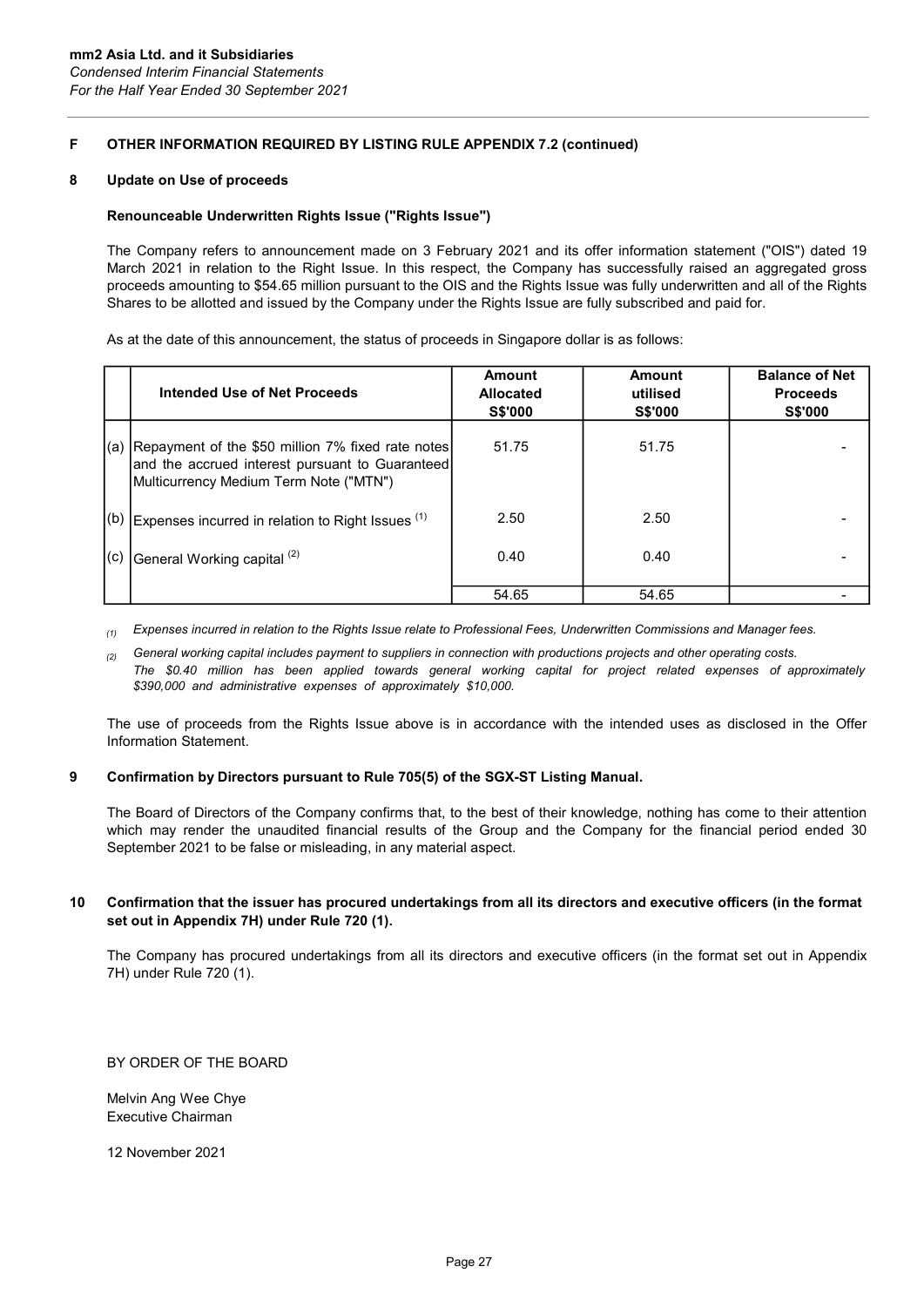## F OTHER INFORMATION REQUIRED BY LISTING RULE APPENDIX 7.2 (continued)

### 8 Update on Use of proceeds

**Renounceable Underwritten Rights Issue ("Rights Issue")**

The Company refers to announcement made on 3 February 2021 and its offer information statement ("OIS") dated 19 March 2021 in relation to the Right Issue. In this respect, the Company has successfully raised an aggregated gross proceeds amounting to $54.65 million pursuant to the OIS and the Rights Issue was fully underwritten and all of the Rights Shares to be allotted and issued by the Company under the Rights Issue are fully subscribed and paid for.

As at the date of this announcement, the status of proceeds in Singapore dollar is as follows:

| | Intended Use of Net Proceeds | Amount Allocated S$'000 | Amount utilised S$'000 | Balance of Net Proceeds S$'000 |
|---|---|---|---|---|
| (a) | Repayment of the $50 million 7% fixed rate notes and the accrued interest pursuant to Guaranteed Multicurrency Medium Term Note ("MTN") | 51.75 | 51.75 | - |
| (b) | Expenses incurred in relation to Right Issues (1) | 2.50 | 2.50 | - |
| (c) | General Working capital (2) | 0.40 | 0.40 | - |
| | | 54.65 | 54.65 | - |

*(1) Expenses incurred in relation to the Rights Issue relate to Professional Fees, Underwritten Commissions and Manager fees.*

*(2) General working capital includes payment to suppliers in connection with productions projects and other operating costs. The $0.40 million has been applied towards general working capital for project related expenses of approximately $390,000 and administrative expenses of approximately $10,000.*

The use of proceeds from the Rights Issue above is in accordance with the intended uses as disclosed in the Offer Information Statement.

### 9 Confirmation by Directors pursuant to Rule 705(5) of the SGX-ST Listing Manual.

The Board of Directors of the Company confirms that, to the best of their knowledge, nothing has come to their attention which may render the unaudited financial results of the Group and the Company for the financial period ended 30 September 2021 to be false or misleading, in any material aspect.

### 10 Confirmation that the issuer has procured undertakings from all its directors and executive officers (in the format set out in Appendix 7H) under Rule 720 (1).

The Company has procured undertakings from all its directors and executive officers (in the format set out in Appendix 7H) under Rule 720 (1).

BY ORDER OF THE BOARD

Melvin Ang Wee Chye
Executive Chairman

12 November 2021